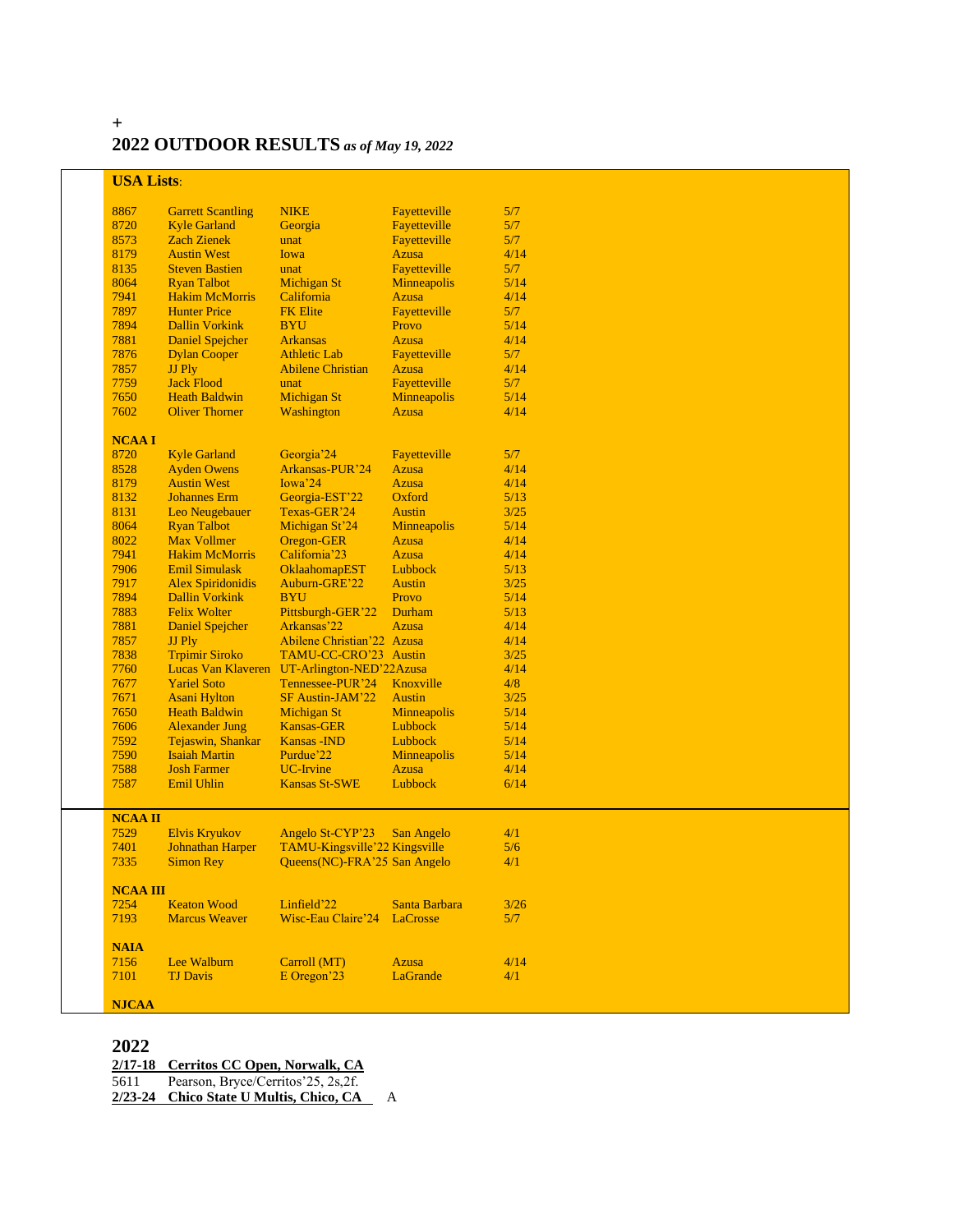+

# 2022 OUTDOOR RESULTS *as of May 19, 2022*

**USA Lists**:

| | | | | |
|---|---|---|---|---|
| 8867 | Garrett Scantling | NIKE | Fayetteville | 5/7 |
| 8720 | Kyle Garland | Georgia | Fayetteville | 5/7 |
| 8573 | Zach Zienek | unat | Fayetteville | 5/7 |
| 8179 | Austin West | Iowa | Azusa | 4/14 |
| 8135 | Steven Bastien | unat | Fayetteville | 5/7 |
| 8064 | Ryan Talbot | Michigan St | Minneapolis | 5/14 |
| 7941 | Hakim McMorris | California | Azusa | 4/14 |
| 7897 | Hunter Price | FK Elite | Fayetteville | 5/7 |
| 7894 | Dallin Vorkink | BYU | Provo | 5/14 |
| 7881 | Daniel Spejcher | Arkansas | Azusa | 4/14 |
| 7876 | Dylan Cooper | Athletic Lab | Fayetteville | 5/7 |
| 7857 | JJ Ply | Abilene Christian | Azusa | 4/14 |
| 7759 | Jack Flood | unat | Fayetteville | 5/7 |
| 7650 | Heath Baldwin | Michigan St | Minneapolis | 5/14 |
| 7602 | Oliver Thorner | Washington | Azusa | 4/14 |

**NCAA I**

| | | | | |
|---|---|---|---|---|
| 8720 | Kyle Garland | Georgia'24 | Fayetteville | 5/7 |
| 8528 | Ayden Owens | Arkansas-PUR'24 | Azusa | 4/14 |
| 8179 | Austin West | Iowa'24 | Azusa | 4/14 |
| 8132 | Johannes Erm | Georgia-EST'22 | Oxford | 5/13 |
| 8131 | Leo Neugebauer | Texas-GER'24 | Austin | 3/25 |
| 8064 | Ryan Talbot | Michigan St'24 | Minneapolis | 5/14 |
| 8022 | Max Vollmer | Oregon-GER | Azusa | 4/14 |
| 7941 | Hakim McMorris | California'23 | Azusa | 4/14 |
| 7906 | Emil Simulask | OklaahomapEST | Lubbock | 5/13 |
| 7917 | Alex Spiridonidis | Auburn-GRE'22 | Austin | 3/25 |
| 7894 | Dallin Vorkink | BYU | Provo | 5/14 |
| 7883 | Felix Wolter | Pittsburgh-GER'22 | Durham | 5/13 |
| 7881 | Daniel Spejcher | Arkansas'22 | Azusa | 4/14 |
| 7857 | JJ Ply | Abilene Christian'22 | Azusa | 4/14 |
| 7838 | Trpimir Siroko | TAMU-CC-CRO'23 | Austin | 3/25 |
| 7760 | Lucas Van Klaveren | UT-Arlington-NED'22 | Azusa | 4/14 |
| 7677 | Yariel Soto | Tennessee-PUR'24 | Knoxville | 4/8 |
| 7671 | Asani Hylton | SF Austin-JAM'22 | Austin | 3/25 |
| 7650 | Heath Baldwin | Michigan St | Minneapolis | 5/14 |
| 7606 | Alexander Jung | Kansas-GER | Lubbock | 5/14 |
| 7592 | Tejaswin, Shankar | Kansas -IND | Lubbock | 5/14 |
| 7590 | Isaiah Martin | Purdue'22 | Minneapolis | 5/14 |
| 7588 | Josh Farmer | UC-Irvine | Azusa | 4/14 |
| 7587 | Emil Uhlin | Kansas St-SWE | Lubbock | 6/14 |

**NCAA II**

| | | | | |
|---|---|---|---|---|
| 7529 | Elvis Krykov | Angelo St-CYP'23 | San Angelo | 4/1 |
| 7401 | Johnathan Harper | TAMU-Kingsville'22 | Kingsville | 5/6 |
| 7335 | Simon Rey | Queens(NC)-FRA'25 | San Angelo | 4/1 |

**NCAA III**

| | | | | |
|---|---|---|---|---|
| 7254 | Keaton Wood | Linfield'22 | Santa Barbara | 3/26 |
| 7193 | Marcus Weaver | Wisc-Eau Claire'24 | LaCrosse | 5/7 |

**NAIA**

| | | | | |
|---|---|---|---|---|
| 7156 | Lee Walburn | Carroll (MT) | Azusa | 4/14 |
| 7101 | TJ Davis | E Oregon'23 | LaGrande | 4/1 |

**NJCAA**

## 2022

**2/17-18 Cerritos CC Open, Norwalk, CA**

5611 Pearson, Bryce/Cerritos'25, 2s,2f.

**2/23-24 Chico State U Multis, Chico, CA** A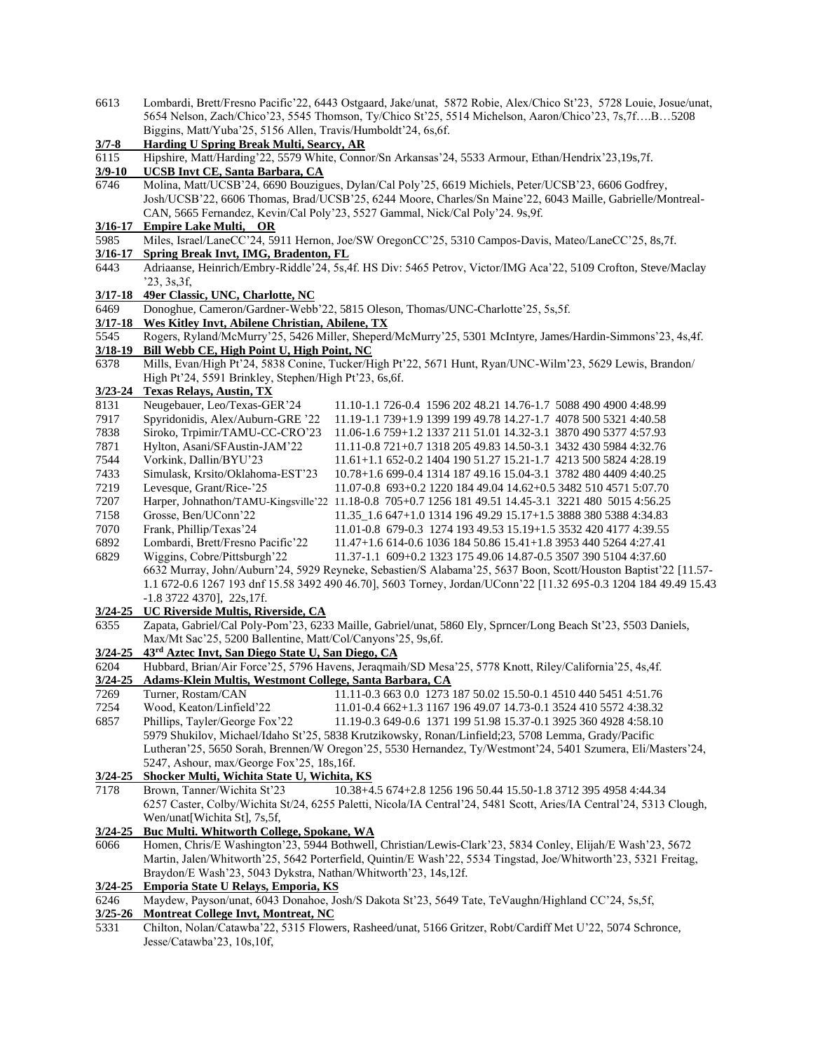6613 Lombardi, Brett/Fresno Pacific'22, 6443 Ostgaard, Jake/unat, 5872 Robie, Alex/Chico St'23, 5728 Louie, Josue/unat, 5654 Nelson, Zach/Chico'23, 5545 Thomson, Ty/Chico St'25, 5514 Michelson, Aaron/Chico'23, 7s,7f….B…5208 Biggins, Matt/Yuba'25, 5156 Allen, Travis/Humboldt'24, 6s,6f.

**3/7-8 Harding U Spring Break Multi, Searcy, AR**

6115 Hipshire, Matt/Harding'22, 5579 White, Connor/Sn Arkansas'24, 5533 Armour, Ethan/Hendrix'23,19s,7f.

**3/9-10 UCSB Invt CE, Santa Barbara, CA**

6746 Molina, Matt/UCSB'24, 6690 Bouzigues, Dylan/Cal Poly'25, 6619 Michiels, Peter/UCSB'23, 6606 Godfrey, Josh/UCSB'22, 6606 Thomas, Brad/UCSB'25, 6244 Moore, Charles/Sn Maine'22, 6043 Maille, Gabrielle/Montreal-CAN, 5665 Fernandez, Kevin/Cal Poly'23, 5527 Gammal, Nick/Cal Poly'24. 9s,9f.

**3/16-17 Empire Lake Multi, OR**

5985 Miles, Israel/LaneCC'24, 5911 Hernon, Joe/SW OregonCC'25, 5310 Campos-Davis, Mateo/LaneCC'25, 8s,7f.

**3/16-17 Spring Break Invt, IMG, Bradenton, FL**

6443 Adriaanse, Heinrich/Embry-Riddle'24, 5s,4f. HS Div: 5465 Petrov, Victor/IMG Aca'22, 5109 Crofton, Steve/Maclay '23, 3s,3f,

**3/17-18 49er Classic, UNC, Charlotte, NC**

6469 Donoghue, Cameron/Gardner-Webb'22, 5815 Oleson, Thomas/UNC-Charlotte'25, 5s,5f.

**3/17-18 Wes Kitley Invt, Abilene Christian, Abilene, TX**

5545 Rogers, Ryland/McMurry'25, 5426 Miller, Sheperd/McMurry'25, 5301 McIntyre, James/Hardin-Simmons'23, 4s,4f.

**3/18-19 Bill Webb CE, High Point U, High Point, NC**

6378 Mills, Evan/High Pt'24, 5838 Conine, Tucker/High Pt'22, 5671 Hunt, Ryan/UNC-Wilm'23, 5629 Lewis, Brandon/ High Pt'24, 5591 Brinkley, Stephen/High Pt'23, 6s,6f.

**3/23-24 Texas Relays, Austin, TX**

8131 Neugebauer, Leo/Texas-GER'24 11.10-1.1 726-0.4 1596 202 48.21 14.76-1.7 5088 490 4900 4:48.99
7917 Spyridonidis, Alex/Auburn-GRE '22 11.19-1.1 739+1.9 1399 199 49.78 14.27-1.7 4078 500 5321 4:40.58
7838 Siroko, Trpimir/TAMU-CC-CRO'23 11.06-1.6 759+1.2 1337 211 51.01 14.32-3.1 3870 490 5377 4:57.93
7871 Hylton, Asani/SFAustin-JAM'22 11.11-0.8 721+0.7 1318 205 49.83 14.50-3.1 3432 430 5984 4:32.76
7544 Vorkink, Dallin/BYU'23 11.61+1.1 652-0.2 1404 190 51.27 15.21-1.7 4213 500 5824 4:28.19
7433 Simulask, Krsito/Oklahoma-EST'23 10.78+1.6 699-0.4 1314 187 49.16 15.04-3.1 3782 480 4409 4:40.25
7219 Levesque, Grant/Rice-'25 11.07-0.8 693+0.2 1220 184 49.04 14.62+0.5 3482 510 4571 5:07.70
7207 Harper, Johnathon/TAMU-Kingsville'22 11.18-0.8 705+0.7 1256 181 49.51 14.45-3.1 3221 480 5015 4:56.25
7158 Grosse, Ben/UConn'22 11.35_1.6 647+1.0 1314 196 49.29 15.17+1.5 3888 380 5388 4:34.83
7070 Frank, Phillip/Texas'24 11.01-0.8 679-0.3 1274 193 49.53 15.19+1.5 3532 420 4177 4:39.55
6892 Lombardi, Brett/Fresno Pacific'22 11.47+1.6 614-0.6 1036 184 50.86 15.41+1.8 3953 440 5264 4:27.41
6829 Wiggins, Cobre/Pittsburgh'22 11.37-1.1 609+0.2 1323 175 49.06 14.87-0.5 3507 390 5104 4:37.60
6632 Murray, John/Auburn'24, 5929 Reyneke, Sebastien/S Alabama'25, 5637 Boon, Scott/Houston Baptist'22 [11.57-1.1 672-0.6 1267 193 dnf 15.58 3492 490 46.70], 5603 Torney, Jordan/UConn'22 [11.32 695-0.3 1204 184 49.49 15.43 -1.8 3722 4370], 22s,17f.

**3/24-25 UC Riverside Multis, Riverside, CA**

6355 Zapata, Gabriel/Cal Poly-Pom'23, 6233 Maille, Gabriel/unat, 5860 Ely, Sprncer/Long Beach St'23, 5503 Daniels, Max/Mt Sac'25, 5200 Ballentine, Matt/Col/Canyons'25, 9s,6f.

**3/24-25 43rd Aztec Invt, San Diego State U, San Diego, CA**

6204 Hubbard, Brian/Air Force'25, 5796 Havens, Jeraqmaih/SD Mesa'25, 5778 Knott, Riley/California'25, 4s,4f.

**3/24-25 Adams-Klein Multis, Westmont College, Santa Barbara, CA**

7269 Turner, Rostam/CAN 11.11-0.3 663 0.0 1273 187 50.02 15.50-0.1 4510 440 5451 4:51.76
7254 Wood, Keaton/Linfield'22 11.01-0.4 662+1.3 1167 196 49.07 14.73-0.1 3524 410 5572 4:38.32
6857 Phillips, Tayler/George Fox'22 11.19-0.3 649-0.6 1371 199 51.98 15.37-0.1 3925 360 4928 4:58.10
5979 Shukilov, Michael/Idaho St'25, 5838 Krutzikowsky, Ronan/Linfield;23, 5708 Lemma, Grady/Pacific Lutheran'25, 5650 Sorah, Brennen/W Oregon'25, 5530 Hernandez, Ty/Westmont'24, 5401 Szumera, Eli/Masters'24, 5247, Ashour, max/George Fox'25, 18s,16f.

**3/24-25 Shocker Multi, Wichita State U, Wichita, KS**

7178 Brown, Tanner/Wichita St'23 10.38+4.5 674+2.8 1256 196 50.44 15.50-1.8 3712 395 4958 4:44.34
6257 Caster, Colby/Wichita St/24, 6255 Paletti, Nicola/IA Central'24, 5481 Scott, Aries/IA Central'24, 5313 Clough, Wen/unat[Wichita St], 7s,5f,

**3/24-25 Buc Multi. Whitworth College, Spokane, WA**

6066 Homen, Chris/E Washington'23, 5944 Bothwell, Christian/Lewis-Clark'23, 5834 Conley, Elijah/E Wash'23, 5672 Martin, Jalen/Whitworth'25, 5642 Porterfield, Quintin/E Wash'22, 5534 Tingstad, Joe/Whitworth'23, 5321 Freitag, Braydon/E Wash'23, 5043 Dykstra, Nathan/Whitworth'23, 14s,12f.

**3/24-25 Emporia State U Relays, Emporia, KS**

6246 Maydew, Payson/unat, 6043 Donahoe, Josh/S Dakota St'23, 5649 Tate, TeVaughn/Highland CC'24, 5s,5f,

**3/25-26 Montreat College Invt, Montreat, NC**

5331 Chilton, Nolan/Catawba'22, 5315 Flowers, Rasheed/unat, 5166 Gritzer, Robt/Cardiff Met U'22, 5074 Schronce, Jesse/Catawba'23, 10s,10f,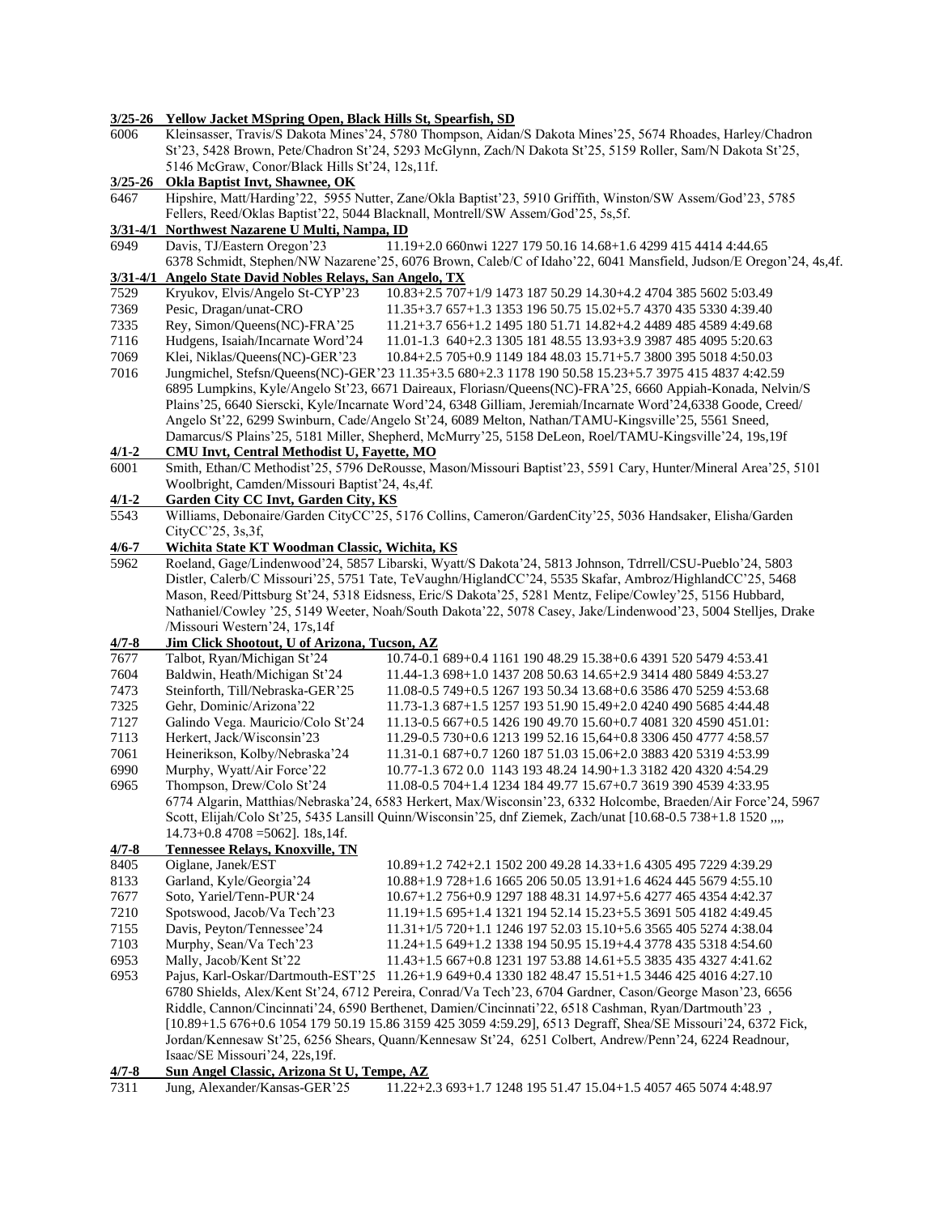**3/25-26 Yellow Jacket MSpring Open, Black Hills St, Spearfish, SD**

6006 Kleinsasser, Travis/S Dakota Mines'24, 5780 Thompson, Aidan/S Dakota Mines'25, 5674 Rhoades, Harley/Chadron St'23, 5428 Brown, Pete/Chadron St'24, 5293 McGlynn, Zach/N Dakota St'25, 5159 Roller, Sam/N Dakota St'25, 5146 McGraw, Conor/Black Hills St'24, 12s,11f.

**3/25-26 Okla Baptist Invt, Shawnee, OK**

6467 Hipshire, Matt/Harding'22, 5955 Nutter, Zane/Okla Baptist'23, 5910 Griffith, Winston/SW Assem/God'23, 5785 Fellers, Reed/Oklas Baptist'22, 5044 Blacknall, Montrell/SW Assem/God'25, 5s,5f.

**3/31-4/1 Northwest Nazarene U Multi, Nampa, ID**

6949 Davis, TJ/Eastern Oregon'23 11.19+2.0 660nwi 1227 179 50.16 14.68+1.6 4299 415 4414 4:44.65
6378 Schmidt, Stephen/NW Nazarene'25, 6076 Brown, Caleb/C of Idaho'22, 6041 Mansfield, Judson/E Oregon'24, 4s,4f.

**3/31-4/1 Angelo State David Nobles Relays, San Angelo, TX**

7529 Kryukov, Elvis/Angelo St-CYP'23 10.83+2.5 707+1/9 1473 187 50.29 14.30+4.2 4704 385 5602 5:03.49
7369 Pesic, Dragan/unat-CRO 11.35+3.7 657+1.3 1353 196 50.75 15.02+5.7 4370 435 5330 4:39.40
7335 Rey, Simon/Queens(NC)-FRA'25 11.21+3.7 656+1.2 1495 180 51.71 14.82+4.2 4489 485 4589 4:49.68
7116 Hudgens, Isaiah/Incarnate Word'24 11.01-1.3 640+2.3 1305 181 48.55 13.93+3.9 3987 485 4095 5:20.63
7069 Klei, Niklas/Queens(NC)-GER'23 10.84+2.5 705+0.9 1149 184 48.03 15.71+5.7 3800 395 5018 4:50.03
7016 Jungmichel, Stefsn/Queens(NC)-GER'23 11.35+3.5 680+2.3 1178 190 50.58 15.23+5.7 3975 415 4837 4:42.59
6895 Lumpkins, Kyle/Angelo St'23, 6671 Daireaux, Floriasn/Queens(NC)-FRA'25, 6660 Appiah-Konada, Nelvin/S Plains'25, 6640 Sierscki, Kyle/Incarnate Word'24, 6348 Gilliam, Jeremiah/Incarnate Word'24,6338 Goode, Creed/ Angelo St'22, 6299 Swinburn, Cade/Angelo St'24, 6089 Melton, Nathan/TAMU-Kingsville'25, 5561 Sneed, Damarcus/S Plains'25, 5181 Miller, Shepherd, McMurry'25, 5158 DeLeon, Roel/TAMU-Kingsville'24, 19s,19f

**4/1-2 CMU Invt, Central Methodist U, Fayette, MO**

6001 Smith, Ethan/C Methodist'25, 5796 DeRousse, Mason/Missouri Baptist'23, 5591 Cary, Hunter/Mineral Area'25, 5101 Woolbright, Camden/Missouri Baptist'24, 4s,4f.

**4/1-2 Garden City CC Invt, Garden City, KS**

5543 Williams, Debonaire/Garden CityCC'25, 5176 Collins, Cameron/GardenCity'25, 5036 Handsaker, Elisha/Garden CityCC'25, 3s,3f,

**4/6-7 Wichita State KT Woodman Classic, Wichita, KS**

5962 Roeland, Gage/Lindenwood'24, 5857 Libarski, Wyatt/S Dakota'24, 5813 Johnson, Tdrrell/CSU-Pueblo'24, 5803 Distler, Calerb/C Missouri'25, 5751 Tate, TeVaughn/HiglandCC'24, 5535 Skafar, Ambroz/HighlandCC'25, 5468 Mason, Reed/Pittsburg St'24, 5318 Eidsness, Eric/S Dakota'25, 5281 Mentz, Felipe/Cowley'25, 5156 Hubbard, Nathaniel/Cowley '25, 5149 Weeter, Noah/South Dakota'22, 5078 Casey, Jake/Lindenwood'23, 5004 Stelljes, Drake /Missouri Western'24, 17s,14f

**4/7-8 Jim Click Shootout, U of Arizona, Tucson, AZ**

7677 Talbot, Ryan/Michigan St'24 10.74-0.1 689+0.4 1161 190 48.29 15.38+0.6 4391 520 5479 4:53.41
7604 Baldwin, Heath/Michigan St'24 11.44-1.3 698+1.0 1437 208 50.63 14.65+2.9 3414 480 5849 4:53.27
7473 Steinforth, Till/Nebraska-GER'25 11.08-0.5 749+0.5 1267 193 50.34 13.68+0.6 3586 470 5259 4:53.68
7325 Gehr, Dominic/Arizona'22 11.73-1.3 687+1.5 1257 193 51.90 15.49+2.0 4240 490 5685 4:44.48
7127 Galindo Vega. Mauricio/Colo St'24 11.13-0.5 667+0.5 1426 190 49.70 15.60+0.7 4081 320 4590 451.01:
7113 Herkert, Jack/Wisconsin'23 11.29-0.5 730+0.6 1213 199 52.16 15,64+0.8 3306 450 4777 4:58.57
7061 Heinerikson, Kolby/Nebraska'24 11.31-0.1 687+0.7 1260 187 51.03 15.06+2.0 3883 420 5319 4:53.99
6990 Murphy, Wyatt/Air Force'22 10.77-1.3 672 0.0 1143 193 48.24 14.90+1.3 3182 420 4320 4:54.29
6965 Thompson, Drew/Colo St'24 11.08-0.5 704+1.4 1234 184 49.77 15.67+0.7 3619 390 4539 4:33.95
6774 Algarin, Matthias/Nebraska'24, 6583 Herkert, Max/Wisconsin'23, 6332 Holcombe, Braeden/Air Force'24, 5967 Scott, Elijah/Colo St'25, 5435 Lansill Quinn/Wisconsin'25, dnf Ziemek, Zach/unat [10.68-0.5 738+1.8 1520 ,,,, 14.73+0.8 4708 =5062]. 18s,14f.

**4/7-8 Tennessee Relays, Knoxville, TN**

8405 Oiglane, Janek/EST 10.89+1.2 742+2.1 1502 200 49.28 14.33+1.6 4305 495 7229 4:39.29
8133 Garland, Kyle/Georgia'24 10.88+1.9 728+1.6 1665 206 50.05 13.91+1.6 4624 445 5679 4:55.10
7677 Soto, Yariel/Tenn-PUR'24 10.67+1.2 756+0.9 1297 188 48.31 14.97+5.6 4277 465 4354 4:42.37
7210 Spotswood, Jacob/Va Tech'23 11.19+1.5 695+1.4 1321 194 52.14 15.23+5.5 3691 505 4182 4:49.45
7155 Davis, Peyton/Tennessee'24 11.31+1/5 720+1.1 1246 197 52.03 15.10+5.6 3565 405 5274 4:38.04
7103 Murphy, Sean/Va Tech'23 11.24+1.5 649+1.2 1338 194 50.95 15.19+4.4 3778 435 5318 4:54.60
6953 Mally, Jacob/Kent St'22 11.43+1.5 667+0.8 1231 197 53.88 14.61+5.5 3835 435 4327 4:41.62
6953 Pajus, Karl-Oskar/Dartmouth-EST'25 11.26+1.9 649+0.4 1330 182 48.47 15.51+1.5 3446 425 4016 4:27.10
6780 Shields, Alex/Kent St'24, 6712 Pereira, Conrad/Va Tech'23, 6704 Gardner, Cason/George Mason'23, 6656 Riddle, Cannon/Cincinnati'24, 6590 Berthenet, Damien/Cincinnati'22, 6518 Cashman, Ryan/Dartmouth'23 , [10.89+1.5 676+0.6 1054 179 50.19 15.86 3159 425 3059 4:59.29], 6513 Degraff, Shea/SE Missouri'24, 6372 Fick, Jordan/Kennesaw St'25, 6256 Shears, Quann/Kennesaw St'24, 6251 Colbert, Andrew/Penn'24, 6224 Readnour, Isaac/SE Missouri'24, 22s,19f.

**4/7-8 Sun Angel Classic, Arizona St U, Tempe, AZ**

7311 Jung, Alexander/Kansas-GER'25 11.22+2.3 693+1.7 1248 195 51.47 15.04+1.5 4057 465 5074 4:48.97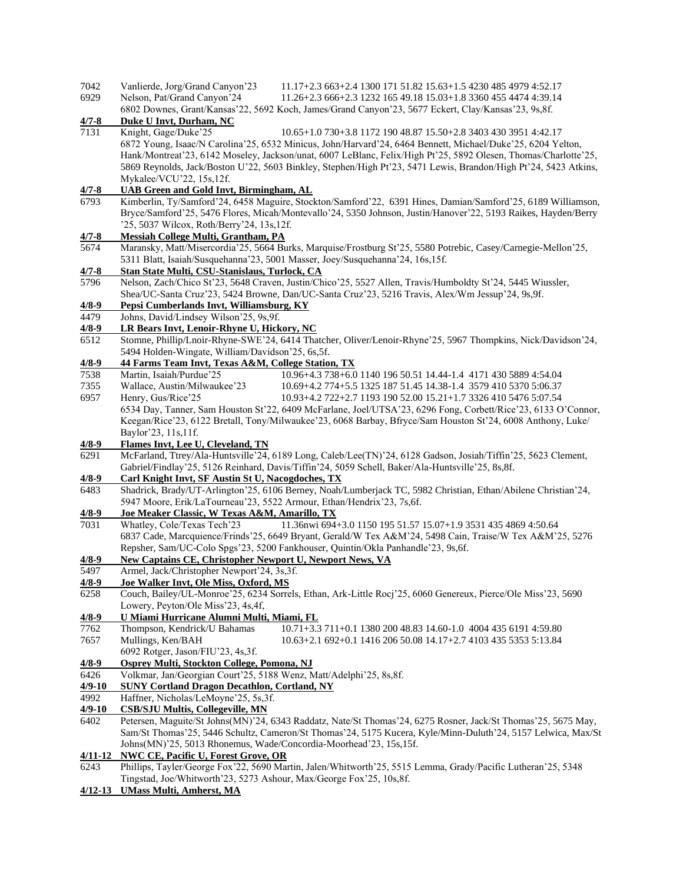7042 Vanlierde, Jorg/Grand Canyon'23 11.17+2.3 663+2.4 1300 171 51.82 15.63+1.5 4230 485 4979 4:52.17
6929 Nelson, Pat/Grand Canyon'24 11.26+2.3 666+2.3 1232 165 49.18 15.03+1.8 3360 455 4474 4:39.14
6802 Downes, Grant/Kansas'22, 5692 Koch, James/Grand Canyon'23, 5677 Eckert, Clay/Kansas'23, 9s,8f.

**4/7-8 Duke U Invt, Durham, NC**

7131 Knight, Gage/Duke'25 10.65+1.0 730+3.8 1172 190 48.87 15.50+2.8 3403 430 3951 4:42.17
6872 Young, Isaac/N Carolina'25, 6532 Minicus, John/Harvard'24, 6464 Bennett, Michael/Duke'25, 6204 Yelton, Hank/Montreat'23, 6142 Moseley, Jackson/unat, 6007 LeBlanc, Felix/High Pt'25, 5892 Olesen, Thomas/Charlotte'25, 5869 Reynolds, Jack/Boston U'22, 5603 Binkley, Stephen/High Pt'23, 5471 Lewis, Brandon/High Pt'24, 5423 Atkins, Mykalee/VCU'22, 15s,12f.

**4/7-8 UAB Green and Gold Invt, Birmingham, AL**

6793 Kimberlin, Ty/Samford'24, 6458 Maguire, Stockton/Samford'22, 6391 Hines, Damian/Samford'25, 6189 Williamson, Bryce/Samford'25, 5476 Flores, Micah/Montevallo'24, 5350 Johnson, Justin/Hanover'22, 5193 Raikes, Hayden/Berry '25, 5037 Wilcox, Roth/Berry'24, 13s,12f.

**4/7-8 Messiah College Multi, Grantham, PA**

5674 Maransky, Matt/Misercordia'25, 5664 Burks, Marquise/Frostburg St'25, 5580 Potrebic, Casey/Carnegie-Mellon'25, 5311 Blatt, Isaiah/Susquehanna'23, 5001 Masser, Joey/Susquehanna'24, 16s,15f.

**4/7-8 Stan State Multi, CSU-Stanislaus, Turlock, CA**

5796 Nelson, Zach/Chico St'23, 5648 Craven, Justin/Chico'25, 5527 Allen, Travis/Humboldty St'24, 5445 Wiussler, Shea/UC-Santa Cruz'23, 5424 Browne, Dan/UC-Santa Cruz'23, 5216 Travis, Alex/Wm Jessup'24, 9s,9f.

**4/8-9 Pepsi Cumberlands Invt, Williamsburg, KY**

4479 Johns, David/Lindsey Wilson'25, 9s,9f.

**4/8-9 LR Bears Invt, Lenoir-Rhyne U, Hickory, NC**

6512 Stomne, Phillip/Lnoir-Rhyne-SWE'24, 6414 Thatcher, Oliver/Lenoir-Rhyne'25, 5967 Thompkins, Nick/Davidson'24, 5494 Holden-Wingate, William/Davidson'25, 6s,5f.

**4/8-9 44 Farms Team Invt, Texas A&M, College Station, TX**

7538 Martin, Isaiah/Purdue'25 10.96+4.3 738+6.0 1140 196 50.51 14.44-1.4 4171 430 5889 4:54.04
7355 Wallace, Austin/Milwaukee'23 10.69+4.2 774+5.5 1325 187 51.45 14.38-1.4 3579 410 5370 5:06.37
6957 Henry, Gus/Rice'25 10.93+4.2 722+2.7 1193 190 52.00 15.21+1.7 3326 410 5476 5:07.54
6534 Day, Tanner, Sam Houston St'22, 6409 McFarlane, Joel/UTSA'23, 6296 Fong, Corbett/Rice'23, 6133 O'Connor, Keegan/Rice'23, 6122 Bretall, Tony/Milwaukee'23, 6068 Barbay, Bfryce/Sam Houston St'24, 6008 Anthony, Luke/ Baylor'23, 11s,11f.

**4/8-9 Flames Invt, Lee U, Cleveland, TN**

6291 McFarland, Ttrey/Ala-Huntsville'24, 6189 Long, Caleb/Lee(TN)'24, 6128 Gadson, Josiah/Tiffin'25, 5623 Clement, Gabriel/Findlay'25, 5126 Reinhard, Davis/Tiffin'24, 5059 Schell, Baker/Ala-Huntsville'25, 8s,8f.

**4/8-9 Carl Knight Invt, SF Austin St U, Nacogdoches, TX**

6483 Shadrick, Brady/UT-Arlington'25, 6106 Berney, Noah/Lumberjack TC, 5982 Christian, Ethan/Abilene Christian'24, 5947 Moore, Erik/LaTourneau'23, 5522 Armour, Ethan/Hendrix'23, 7s,6f.

**4/8-9 Joe Meaker Classic, W Texas A&M, Amarillo, TX**

7031 Whatley, Cole/Texas Tech'23 11.36nwi 694+3.0 1150 195 51.57 15.07+1.9 3531 435 4869 4:50.64
6837 Cade, Marcquience/Frinds'25, 6649 Bryant, Gerald/W Tex A&M'24, 5498 Cain, Traise/W Tex A&M'25, 5276 Repsher, Sam/UC-Colo Spgs'23, 5200 Fankhouser, Quintin/Okla Panhandle'23, 9s,6f.

**4/8-9 New Captains CE, Christopher Newport U, Newport News, VA**

5497 Armel, Jack/Christopher Newport'24, 3s,3f.

**4/8-9 Joe Walker Invt, Ole Miss, Oxford, MS**

6258 Couch, Bailey/UL-Monroe'25, 6234 Sorrels, Ethan, Ark-Little Rocj'25, 6060 Genereux, Pierce/Ole Miss'23, 5690 Lowery, Peyton/Ole Miss'23, 4s,4f,

**4/8-9 U Miami Hurricane Alumni Multi, Miami, FL**

7762 Thompson, Kendrick/U Bahamas 10.71+3.3 711+0.1 1380 200 48.83 14.60-1.0 4004 435 6191 4:59.80
7657 Mullings, Ken/BAH 10.63+2.1 692+0.1 1416 206 50.08 14.17+2.7 4103 435 5353 5:13.84
6092 Rotger, Jason/FIU'23, 4s,3f.

**4/8-9 Osprey Multi, Stockton College, Pomona, NJ**

6426 Volkmar, Jan/Georgian Court'25, 5188 Wenz, Matt/Adelphi'25, 8s,8f.

**4/9-10 SUNY Cortland Dragon Decathlon, Cortland, NY**

4992 Haffner, Nicholas/LeMoyne'25, 5s,3f.

**4/9-10 CSB/SJU Multis, Collegeville, MN**

6402 Petersen, Maguite/St Johns(MN)'24, 6343 Raddatz, Nate/St Thomas'24, 6275 Rosner, Jack/St Thomas'25, 5675 May, Sam/St Thomas'25, 5446 Schultz, Cameron/St Thomas'24, 5175 Kucera, Kyle/Minn-Duluth'24, 5157 Lelwica, Max/St Johns(MN)'25, 5013 Rhonemus, Wade/Concordia-Moorhead'23, 15s,15f.

**4/11-12 NWC CE, Pacific U, Forest Grove, OR**

6243 Phillips, Tayler/George Fox'22, 5690 Martin, Jalen/Whitworth'25, 5515 Lemma, Grady/Pacific Lutheran'25, 5348 Tingstad, Joe/Whitworth'23, 5273 Ashour, Max/George Fox'25, 10s,8f.

**4/12-13 UMass Multi, Amherst, MA**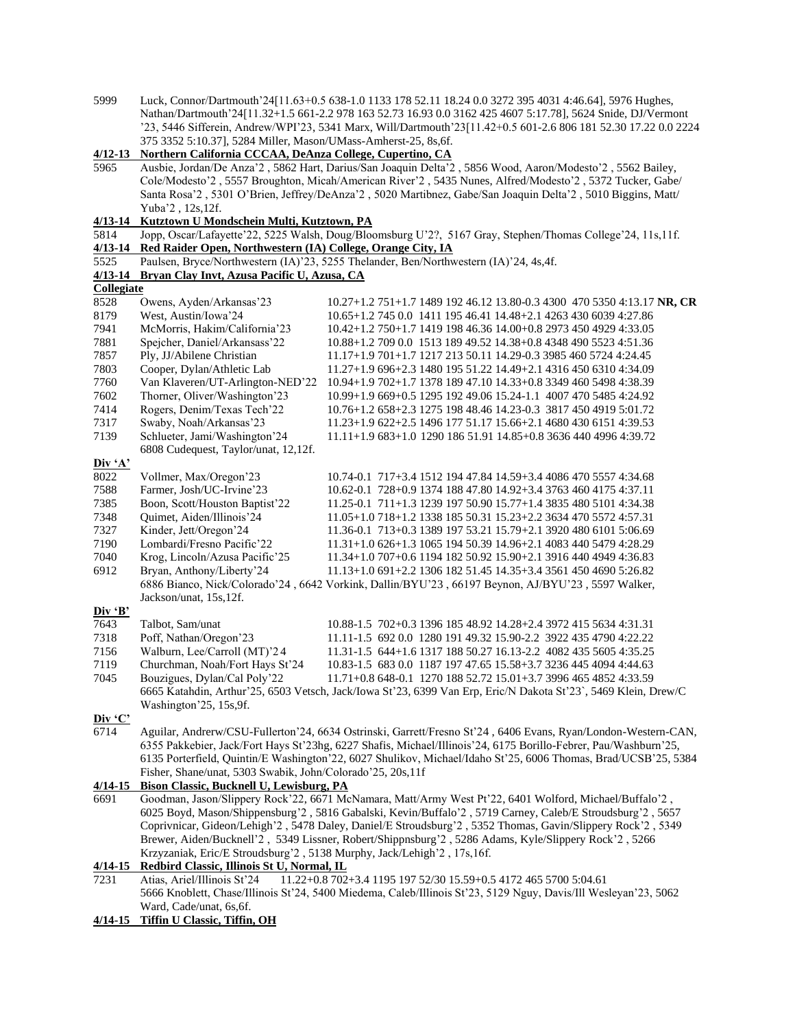5999 Luck, Connor/Dartmouth'24[11.63+0.5 638-1.0 1133 178 52.11 18.24 0.0 3272 395 4031 4:46.64], 5976 Hughes, Nathan/Dartmouth'24[11.32+1.5 661-2.2 978 163 52.73 16.93 0.0 3162 425 4607 5:17.78], 5624 Snide, DJ/Vermont '23, 5446 Sifferein, Andrew/WPI'23, 5341 Marx, Will/Dartmouth'23[11.42+0.5 601-2.6 806 181 52.30 17.22 0.0 2224 375 3352 5:10.37], 5284 Miller, Mason/UMass-Amherst-25, 8s,6f.

**4/12-13 Northern California CCCAA, DeAnza College, Cupertino, CA**

5965 Ausbie, Jordan/De Anza'2 , 5862 Hart, Darius/San Joaquin Delta'2 , 5856 Wood, Aaron/Modesto'2 , 5562 Bailey, Cole/Modesto'2 , 5557 Broughton, Micah/American River'2 , 5435 Nunes, Alfred/Modesto'2 , 5372 Tucker, Gabe/ Santa Rosa'2 , 5301 O'Brien, Jeffrey/DeAnza'2 , 5020 Martibnez, Gabe/San Joaquin Delta'2 , 5010 Biggins, Matt/ Yuba'2 , 12s,12f.

**4/13-14 Kutztown U Mondschein Multi, Kutztown, PA**

5814 Jopp, Oscar/Lafayette'22, 5225 Walsh, Doug/Bloomsburg U'2?, 5167 Gray, Stephen/Thomas College'24, 11s,11f.

**4/13-14 Red Raider Open, Northwestern (IA) College, Orange City, IA**

5525 Paulsen, Bryce/Northwestern (IA)'23, 5255 Thelander, Ben/Northwestern (IA)'24, 4s,4f.

**4/13-14 Bryan Clay Invt, Azusa Pacific U, Azusa, CA**

**Collegiate**

| | | |
|---|---|---|
| 8528 | Owens, Ayden/Arkansas'23 | 10.27+1.2 751+1.7 1489 192 46.12 13.80-0.3 4300 470 5350 4:13.17 **NR, CR** |
| 8179 | West, Austin/Iowa'24 | 10.65+1.2 745 0.0 1411 195 46.41 14.48+2.1 4263 430 6039 4:27.86 |
| 7941 | McMorris, Hakim/California'23 | 10.42+1.2 750+1.7 1419 198 46.36 14.00+0.8 2973 450 4929 4:33.05 |
| 7881 | Spejcher, Daniel/Arkansass'22 | 10.88+1.2 709 0.0 1513 189 49.52 14.38+0.8 4348 490 5523 4:51.36 |
| 7857 | Ply, JJ/Abilene Christian | 11.17+1.9 701+1.7 1217 213 50.11 14.29-0.3 3985 460 5724 4:24.45 |
| 7803 | Cooper, Dylan/Athletic Lab | 11.27+1.9 696+2.3 1480 195 51.22 14.49+2.1 4316 450 6310 4:34.09 |
| 7760 | Van Klaveren/UT-Arlington-NED'22 | 10.94+1.2 702+1.7 1378 189 47.10 14.33+0.8 3349 460 5498 4:38.39 |
| 7602 | Thorner, Oliver/Washington'23 | 10.99+1.9 669+0.5 1295 192 49.06 15.24-1.1 4007 470 5485 4:24.92 |
| 7414 | Rogers, Denim/Texas Tech'22 | 10.76+1.2 658+2.3 1275 198 48.46 14.23-0.3 3817 450 4919 5:01.72 |
| 7317 | Swaby, Noah/Arkansas'23 | 11.23+1.9 622+2.5 1496 177 51.17 15.66+2.1 4680 430 6151 4:39.53 |
| 7139 | Schlueter, Jami/Washington'24 | 11.11+1.9 683+1.0 1290 186 51.91 14.85+0.8 3636 440 4996 4:39.72 |

6808 Cudequest, Taylor/unat, 12,12f.

**Div 'A'**

| | | |
|---|---|---|
| 8022 | Vollmer, Max/Oregon'23 | 10.74-0.1 717+3.4 1512 194 47.84 14.59+3.4 4086 470 5557 4:34.68 |
| 7588 | Farmer, Josh/UC-Irvine'23 | 10.62-0.1 728+0.9 1374 188 47.80 14.92+3.4 3763 460 4175 4:37.11 |
| 7385 | Boon, Scott/Houston Baptist'22 | 11.25-0.1 711+1.3 1239 197 50.90 15.77+1.4 3835 480 5101 4:34.38 |
| 7348 | Quimet, Aiden/Illinois'24 | 11.05+1.0 718+1.2 1338 185 50.31 15.23+2.2 3634 470 5572 4:57.31 |
| 7327 | Kinder, Jett/Oregon'24 | 11.36-0.1 713+0.3 1389 197 53.21 15.79+2.1 3920 480 6101 5:06.69 |
| 7190 | Lombardi/Fresno Pacific'22 | 11.31+1.0 626+1.3 1065 194 50.39 14.96+2.1 4083 440 5479 4:28.29 |
| 7040 | Krog, Lincoln/Azusa Pacific'25 | 11.34+1.0 707+0.6 1194 182 50.92 15.90+2.1 3916 440 4949 4:36.83 |
| 6912 | Bryan, Anthony/Liberty'24 | 11.13+1.0 691+2.2 1306 182 51.45 14.35+3.4 3561 450 4690 5:26.82 |

6886 Bianco, Nick/Colorado'24 , 6642 Vorkink, Dallin/BYU'23 , 66197 Beynon, AJ/BYU'23 , 5597 Walker, Jackson/unat, 15s,12f.

**Div 'B'**

| | | |
|---|---|---|
| 7643 | Talbot, Sam/unat | 10.88-1.5 702+0.3 1396 185 48.92 14.28+2.4 3972 415 5634 4:31.31 |
| 7318 | Poff, Nathan/Oregon'23 | 11.11-1.5 692 0.0 1280 191 49.32 15.90-2.2 3922 435 4790 4:22.22 |
| 7156 | Walburn, Lee/Carroll (MT)'2 4 | 11.31-1.5 644+1.6 1317 188 50.27 16.13-2.2 4082 435 5605 4:35.25 |
| 7119 | Churchman, Noah/Fort Hays St'24 | 10.83-1.5 683 0.0 1187 197 47.65 15.58+3.7 3236 445 4094 4:44.63 |
| 7045 | Bouzigues, Dylan/Cal Poly'22 | 11.71+0.8 648-0.1 1270 188 52.72 15.01+3.7 3996 465 4852 4:33.59 |

6665 Katahdin, Arthur'25, 6503 Vetsch, Jack/Iowa St'23, 6399 Van Erp, Eric/N Dakota St'23`, 5469 Klein, Drew/C Washington'25, 15s,9f.

**Div 'C'**

6714 Aguilar, Andrerw/CSU-Fullerton'24, 6634 Ostrinski, Garrett/Fresno St'24 , 6406 Evans, Ryan/London-Western-CAN, 6355 Pakkebier, Jack/Fort Hays St'23hg, 6227 Shafis, Michael/Illinois'24, 6175 Borillo-Febrer, Pau/Washburn'25, 6135 Porterfield, Quintin/E Washington'22, 6027 Shulikov, Michael/Idaho St'25, 6006 Thomas, Brad/UCSB'25, 5384 Fisher, Shane/unat, 5303 Swabik, John/Colorado'25, 20s,11f

**4/14-15 Bison Classic, Bucknell U, Lewisburg, PA**

6691 Goodman, Jason/Slippery Rock'22, 6671 McNamara, Matt/Army West Pt'22, 6401 Wolford, Michael/Buffalo'2 , 6025 Boyd, Mason/Shippensburg'2 , 5816 Gabalski, Kevin/Buffalo'2 , 5719 Carney, Caleb/E Stroudsburg'2 , 5657 Coprivnicar, Gideon/Lehigh'2 , 5478 Daley, Daniel/E Stroudsburg'2 , 5352 Thomas, Gavin/Slippery Rock'2 , 5349 Brewer, Aiden/Bucknell'2 , 5349 Lissner, Robert/Shippnsburg'2 , 5286 Adams, Kyle/Slippery Rock'2 , 5266 Krzyzaniak, Eric/E Stroudsburg'2 , 5138 Murphy, Jack/Lehigh'2 , 17s,16f.

**4/14-15 Redbird Classic, Illinois St U, Normal, IL**

7231 Atias, Ariel/Illinois St'24 11.22+0.8 702+3.4 1195 197 52/30 15.59+0.5 4172 465 5700 5:04.61
5666 Knoblett, Chase/Illinois St'24, 5400 Miedema, Caleb/Illinois St'23, 5129 Nguy, Davis/Ill Wesleyan'23, 5062 Ward, Cade/unat, 6s,6f.

**4/14-15 Tiffin U Classic, Tiffin, OH**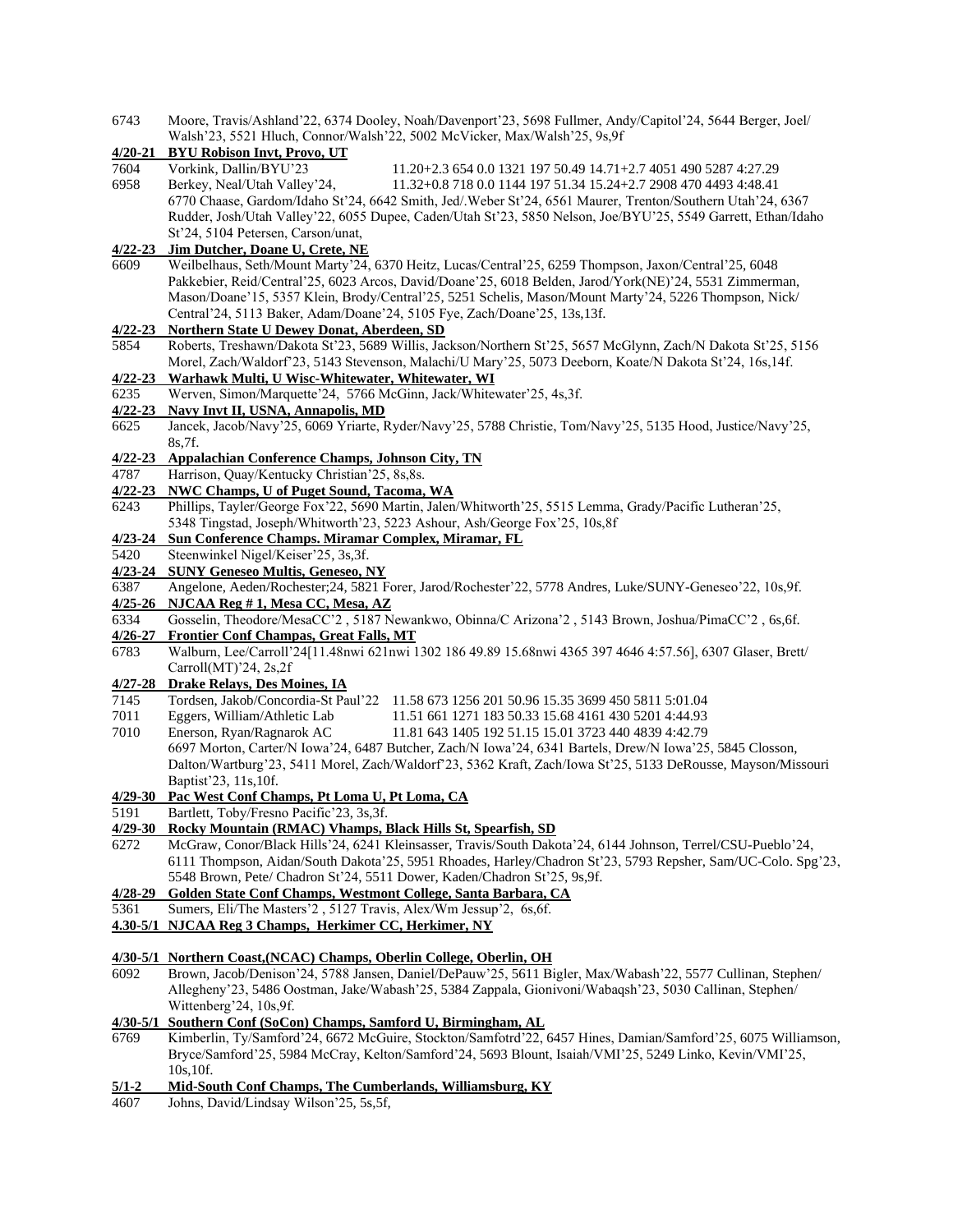6743 Moore, Travis/Ashland'22, 6374 Dooley, Noah/Davenport'23, 5698 Fullmer, Andy/Capitol'24, 5644 Berger, Joel/ Walsh'23, 5521 Hluch, Connor/Walsh'22, 5002 McVicker, Max/Walsh'25, 9s,9f

**4/20-21 BYU Robison Invt, Provo, UT**

7604 Vorkink, Dallin/BYU'23 11.20+2.3 654 0.0 1321 197 50.49 14.71+2.7 4051 490 5287 4:27.29

6958 Berkey, Neal/Utah Valley'24, 11.32+0.8 718 0.0 1144 197 51.34 15.24+2.7 2908 470 4493 4:48.41

6770 Chaase, Gardom/Idaho St'24, 6642 Smith, Jed/.Weber St'24, 6561 Maurer, Trenton/Southern Utah'24, 6367 Rudder, Josh/Utah Valley'22, 6055 Dupee, Caden/Utah St'23, 5850 Nelson, Joe/BYU'25, 5549 Garrett, Ethan/Idaho St'24, 5104 Petersen, Carson/unat,

**4/22-23 Jim Dutcher, Doane U, Crete, NE**

6609 Weilbelhaus, Seth/Mount Marty'24, 6370 Heitz, Lucas/Central'25, 6259 Thompson, Jaxon/Central'25, 6048 Pakkebier, Reid/Central'25, 6023 Arcos, David/Doane'25, 6018 Belden, Jarod/York(NE)'24, 5531 Zimmerman, Mason/Doane'15, 5357 Klein, Brody/Central'25, 5251 Schelis, Mason/Mount Marty'24, 5226 Thompson, Nick/ Central'24, 5113 Baker, Adam/Doane'24, 5105 Fye, Zach/Doane'25, 13s,13f.

**4/22-23 Northern State U Dewey Donat, Aberdeen, SD**

5854 Roberts, Treshawn/Dakota St'23, 5689 Willis, Jackson/Northern St'25, 5657 McGlynn, Zach/N Dakota St'25, 5156 Morel, Zach/Waldorf'23, 5143 Stevenson, Malachi/U Mary'25, 5073 Deeborn, Koate/N Dakota St'24, 16s,14f.

**4/22-23 Warhawk Multi, U Wisc-Whitewater, Whitewater, WI**

6235 Werven, Simon/Marquette'24, 5766 McGinn, Jack/Whitewater'25, 4s,3f.

**4/22-23 Navy Invt II, USNA, Annapolis, MD**

6625 Jancek, Jacob/Navy'25, 6069 Yriarte, Ryder/Navy'25, 5788 Christie, Tom/Navy'25, 5135 Hood, Justice/Navy'25, 8s,7f.

**4/22-23 Appalachian Conference Champs, Johnson City, TN**

4787 Harrison, Quay/Kentucky Christian'25, 8s,8s.

**4/22-23 NWC Champs, U of Puget Sound, Tacoma, WA**

6243 Phillips, Tayler/George Fox'22, 5690 Martin, Jalen/Whitworth'25, 5515 Lemma, Grady/Pacific Lutheran'25, 5348 Tingstad, Joseph/Whitworth'23, 5223 Ashour, Ash/George Fox'25, 10s,8f

**4/23-24 Sun Conference Champs. Miramar Complex, Miramar, FL**

5420 Steenwinkel Nigel/Keiser'25, 3s,3f.

**4/23-24 SUNY Geneseo Multis, Geneseo, NY**

6387 Angelone, Aeden/Rochester;24, 5821 Forer, Jarod/Rochester'22, 5778 Andres, Luke/SUNY-Geneseo'22, 10s,9f.

**4/25-26 NJCAA Reg # 1, Mesa CC, Mesa, AZ**

6334 Gosselin, Theodore/MesaCC'2 , 5187 Newankwo, Obinna/C Arizona'2 , 5143 Brown, Joshua/PimaCC'2 , 6s,6f.

**4/26-27 Frontier Conf Champas, Great Falls, MT**

6783 Walburn, Lee/Carroll'24[11.48nwi 621nwi 1302 186 49.89 15.68nwi 4365 397 4646 4:57.56], 6307 Glaser, Brett/ Carroll(MT)'24, 2s,2f

**4/27-28 Drake Relays, Des Moines, IA**

7145 Tordsen, Jakob/Concordia-St Paul'22 11.58 673 1256 201 50.96 15.35 3699 450 5811 5:01.04

7011 Eggers, William/Athletic Lab 11.51 661 1271 183 50.33 15.68 4161 430 5201 4:44.93

7010 Enerson, Ryan/Ragnarok AC 11.81 643 1405 192 51.15 15.01 3723 440 4839 4:42.79

6697 Morton, Carter/N Iowa'24, 6487 Butcher, Zach/N Iowa'24, 6341 Bartels, Drew/N Iowa'25, 5845 Closson, Dalton/Wartburg'23, 5411 Morel, Zach/Waldorf'23, 5362 Kraft, Zach/Iowa St'25, 5133 DeRousse, Mayson/Missouri Baptist'23, 11s,10f.

**4/29-30 Pac West Conf Champs, Pt Loma U, Pt Loma, CA**

5191 Bartlett, Toby/Fresno Pacific'23, 3s,3f.

**4/29-30 Rocky Mountain (RMAC) Vhamps, Black Hills St, Spearfish, SD**

6272 McGraw, Conor/Black Hills'24, 6241 Kleinsasser, Travis/South Dakota'24, 6144 Johnson, Terrel/CSU-Pueblo'24, 6111 Thompson, Aidan/South Dakota'25, 5951 Rhoades, Harley/Chadron St'23, 5793 Repsher, Sam/UC-Colo. Spg'23, 5548 Brown, Pete/ Chadron St'24, 5511 Dower, Kaden/Chadron St'25, 9s,9f.

**4/28-29 Golden State Conf Champs, Westmont College, Santa Barbara, CA**

5361 Sumers, Eli/The Masters'2 , 5127 Travis, Alex/Wm Jessup'2, 6s,6f.

**4.30-5/1 NJCAA Reg 3 Champs, Herkimer CC, Herkimer, NY**

**4/30-5/1 Northern Coast,(NCAC) Champs, Oberlin College, Oberlin, OH**

6092 Brown, Jacob/Denison'24, 5788 Jansen, Daniel/DePauw'25, 5611 Bigler, Max/Wabash'22, 5577 Cullinan, Stephen/ Allegheny'23, 5486 Oostman, Jake/Wabash'25, 5384 Zappala, Gionivoni/Wabaqsh'23, 5030 Callinan, Stephen/ Wittenberg'24, 10s,9f.

**4/30-5/1 Southern Conf (SoCon) Champs, Samford U, Birmingham, AL**

6769 Kimberlin, Ty/Samford'24, 6672 McGuire, Stockton/Samfotrd'22, 6457 Hines, Damian/Samford'25, 6075 Williamson, Bryce/Samford'25, 5984 McCray, Kelton/Samford'24, 5693 Blount, Isaiah/VMI'25, 5249 Linko, Kevin/VMI'25, 10s,10f.

**5/1-2 Mid-South Conf Champs, The Cumberlands, Williamsburg, KY**

4607 Johns, David/Lindsay Wilson'25, 5s,5f,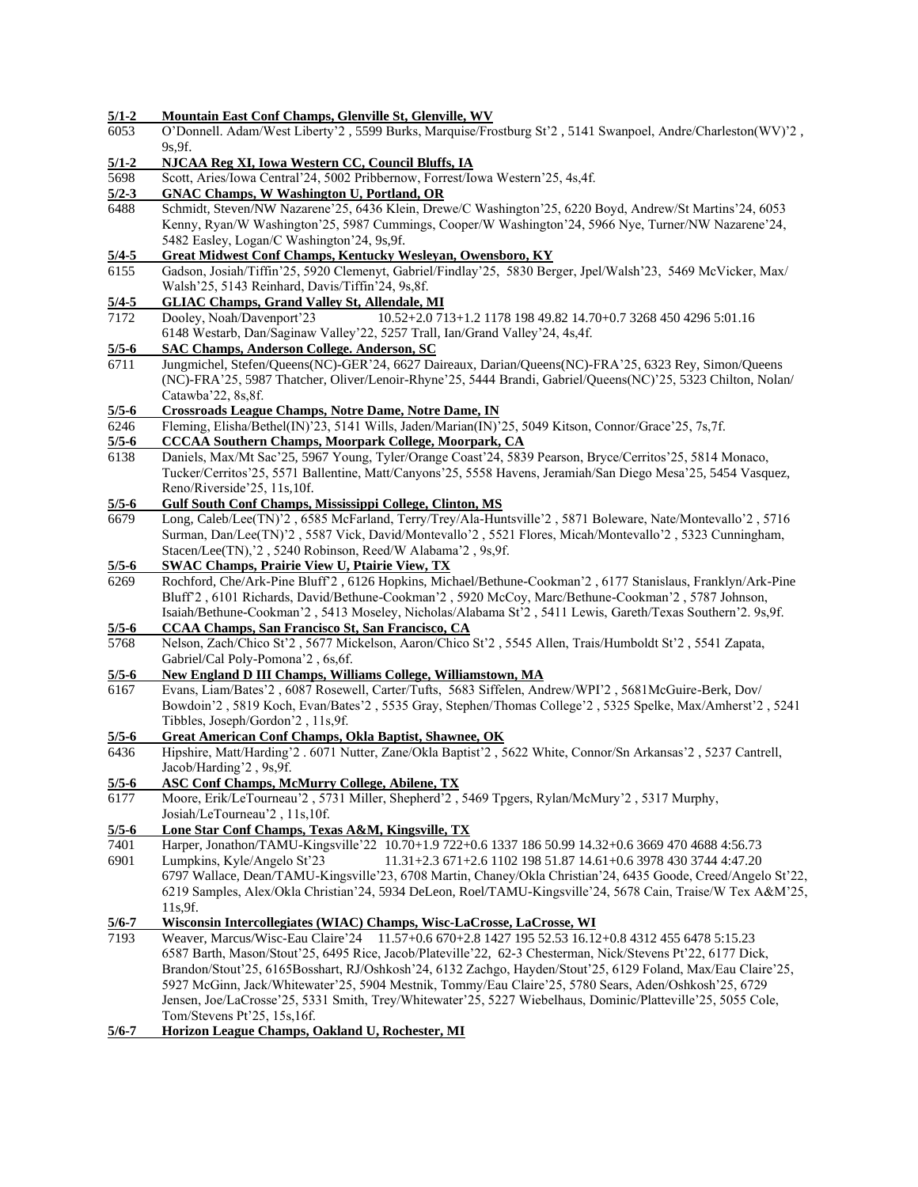**5/1-2 Mountain East Conf Champs, Glenville St, Glenville, WV**

6053 O'Donnell. Adam/West Liberty'2 , 5599 Burks, Marquise/Frostburg St'2 , 5141 Swanpoel, Andre/Charleston(WV)'2 , 9s,9f.

**5/1-2 NJCAA Reg XI, Iowa Western CC, Council Bluffs, IA**

5698 Scott, Aries/Iowa Central'24, 5002 Pribbernow, Forrest/Iowa Western'25, 4s,4f.

**5/2-3 GNAC Champs, W Washington U, Portland, OR**

6488 Schmidt, Steven/NW Nazarene'25, 6436 Klein, Drewe/C Washington'25, 6220 Boyd, Andrew/St Martins'24, 6053 Kenny, Ryan/W Washington'25, 5987 Cummings, Cooper/W Washington'24, 5966 Nye, Turner/NW Nazarene'24, 5482 Easley, Logan/C Washington'24, 9s,9f.

**5/4-5 Great Midwest Conf Champs, Kentucky Wesleyan, Owensboro, KY**

6155 Gadson, Josiah/Tiffin'25, 5920 Clemenyt, Gabriel/Findlay'25, 5830 Berger, Jpel/Walsh'23, 5469 McVicker, Max/ Walsh'25, 5143 Reinhard, Davis/Tiffin'24, 9s,8f.

**5/4-5 GLIAC Champs, Grand Valley St, Allendale, MI**

7172 Dooley, Noah/Davenport'23 10.52+2.0 713+1.2 1178 198 49.82 14.70+0.7 3268 450 4296 5:01.16
6148 Westarb, Dan/Saginaw Valley'22, 5257 Trall, Ian/Grand Valley'24, 4s,4f.

**5/5-6 SAC Champs, Anderson College. Anderson, SC**

6711 Jungmichel, Stefen/Queens(NC)-GER'24, 6627 Daireaux, Darian/Queens(NC)-FRA'25, 6323 Rey, Simon/Queens (NC)-FRA'25, 5987 Thatcher, Oliver/Lenoir-Rhyne'25, 5444 Brandi, Gabriel/Queens(NC)'25, 5323 Chilton, Nolan/ Catawba'22, 8s,8f.

**5/5-6 Crossroads League Champs, Notre Dame, Notre Dame, IN**

6246 Fleming, Elisha/Bethel(IN)'23, 5141 Wills, Jaden/Marian(IN)'25, 5049 Kitson, Connor/Grace'25, 7s,7f.

**5/5-6 CCCAA Southern Champs, Moorpark College, Moorpark, CA**

6138 Daniels, Max/Mt Sac'25, 5967 Young, Tyler/Orange Coast'24, 5839 Pearson, Bryce/Cerritos'25, 5814 Monaco, Tucker/Cerritos'25, 5571 Ballentine, Matt/Canyons'25, 5558 Havens, Jeramiah/San Diego Mesa'25, 5454 Vasquez, Reno/Riverside'25, 11s,10f.

**5/5-6 Gulf South Conf Champs, Mississippi College, Clinton, MS**

6679 Long, Caleb/Lee(TN)'2 , 6585 McFarland, Terry/Trey/Ala-Huntsville'2 , 5871 Boleware, Nate/Montevallo'2 , 5716 Surman, Dan/Lee(TN)'2 , 5587 Vick, David/Montevallo'2 , 5521 Flores, Micah/Montevallo'2 , 5323 Cunningham, Stacen/Lee(TN),'2 , 5240 Robinson, Reed/W Alabama'2 , 9s,9f.

**5/5-6 SWAC Champs, Prairie View U, Ptairie View, TX**

6269 Rochford, Che/Ark-Pine Bluff'2 , 6126 Hopkins, Michael/Bethune-Cookman'2 , 6177 Stanislaus, Franklyn/Ark-Pine Bluff'2 , 6101 Richards, David/Bethune-Cookman'2 , 5920 McCoy, Marc/Bethune-Cookman'2 , 5787 Johnson, Isaiah/Bethune-Cookman'2 , 5413 Moseley, Nicholas/Alabama St'2 , 5411 Lewis, Gareth/Texas Southern'2. 9s,9f.

**5/5-6 CCAA Champs, San Francisco St, San Francisco, CA**

5768 Nelson, Zach/Chico St'2 , 5677 Mickelson, Aaron/Chico St'2 , 5545 Allen, Trais/Humboldt St'2 , 5541 Zapata, Gabriel/Cal Poly-Pomona'2 , 6s,6f.

**5/5-6 New England D III Champs, Williams College, Williamstown, MA**

6167 Evans, Liam/Bates'2 , 6087 Rosewell, Carter/Tufts, 5683 Siffelen, Andrew/WPI'2 , 5681McGuire-Berk, Dov/ Bowdoin'2 , 5819 Koch, Evan/Bates'2 , 5535 Gray, Stephen/Thomas College'2 , 5325 Spelke, Max/Amherst'2 , 5241 Tibbles, Joseph/Gordon'2 , 11s,9f.

**5/5-6 Great American Conf Champs, Okla Baptist, Shawnee, OK**

6436 Hipshire, Matt/Harding'2 . 6071 Nutter, Zane/Okla Baptist'2 , 5622 White, Connor/Sn Arkansas'2 , 5237 Cantrell, Jacob/Harding'2 , 9s,9f.

**5/5-6 ASC Conf Champs, McMurry College, Abilene, TX**

6177 Moore, Erik/LeTourneau'2 , 5731 Miller, Shepherd'2 , 5469 Tpgers, Rylan/McMury'2 , 5317 Murphy, Josiah/LeTourneau'2 , 11s,10f.

**5/5-6 Lone Star Conf Champs, Texas A&M, Kingsville, TX**

7401 Harper, Jonathon/TAMU-Kingsville'22 10.70+1.9 722+0.6 1337 186 50.99 14.32+0.6 3669 470 4688 4:56.73
6901 Lumpkins, Kyle/Angelo St'23 11.31+2.3 671+2.6 1102 198 51.87 14.61+0.6 3978 430 3744 4:47.20
6797 Wallace, Dean/TAMU-Kingsville'23, 6708 Martin, Chaney/Okla Christian'24, 6435 Goode, Creed/Angelo St'22, 6219 Samples, Alex/Okla Christian'24, 5934 DeLeon, Roel/TAMU-Kingsville'24, 5678 Cain, Traise/W Tex A&M'25, 11s,9f.

**5/6-7 Wisconsin Intercollegiates (WIAC) Champs, Wisc-LaCrosse, LaCrosse, WI**

7193 Weaver, Marcus/Wisc-Eau Claire'24 11.57+0.6 670+2.8 1427 195 52.53 16.12+0.8 4312 455 6478 5:15.23
6587 Barth, Mason/Stout'25, 6495 Rice, Jacob/Plateville'22, 62-3 Chesterman, Nick/Stevens Pt'22, 6177 Dick, Brandon/Stout'25, 6165Bosshart, RJ/Oshkosh'24, 6132 Zachgo, Hayden/Stout'25, 6129 Foland, Max/Eau Claire'25, 5927 McGinn, Jack/Whitewater'25, 5904 Mestnik, Tommy/Eau Claire'25, 5780 Sears, Aden/Oshkosh'25, 6729 Jensen, Joe/LaCrosse'25, 5331 Smith, Trey/Whitewater'25, 5227 Wiebelhaus, Dominic/Platteville'25, 5055 Cole, Tom/Stevens Pt'25, 15s,16f.

**5/6-7 Horizon League Champs, Oakland U, Rochester, MI**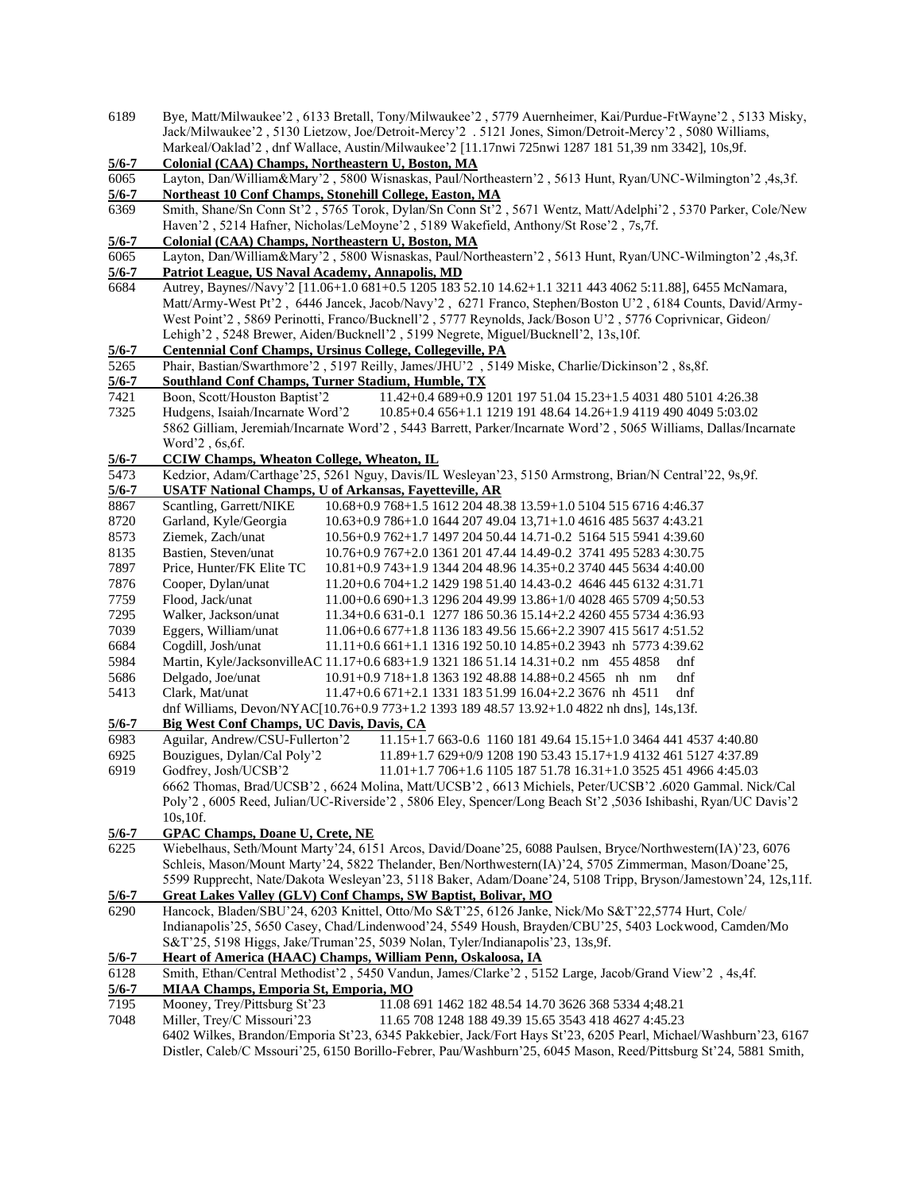6189 Bye, Matt/Milwaukee'2 , 6133 Bretall, Tony/Milwaukee'2 , 5779 Auernheimer, Kai/Purdue-FtWayne'2 , 5133 Misky, Jack/Milwaukee'2 , 5130 Lietzow, Joe/Detroit-Mercy'2 . 5121 Jones, Simon/Detroit-Mercy'2 , 5080 Williams, Markeal/Oaklad'2 , dnf Wallace, Austin/Milwaukee'2 [11.17nwi 725nwi 1287 181 51,39 nm 3342], 10s,9f.

**5/6-7 Colonial (CAA) Champs, Northeastern U, Boston, MA**

6065 Layton, Dan/William&Mary'2 , 5800 Wisnaskas, Paul/Northeastern'2 , 5613 Hunt, Ryan/UNC-Wilmington'2 ,4s,3f.

**5/6-7 Northeast 10 Conf Champs, Stonehill College, Easton, MA**

6369 Smith, Shane/Sn Conn St'2 , 5765 Torok, Dylan/Sn Conn St'2 , 5671 Wentz, Matt/Adelphi'2 , 5370 Parker, Cole/New Haven'2 , 5214 Hafner, Nicholas/LeMoyne'2 , 5189 Wakefield, Anthony/St Rose'2 , 7s,7f.

**5/6-7 Colonial (CAA) Champs, Northeastern U, Boston, MA**

6065 Layton, Dan/William&Mary'2 , 5800 Wisnaskas, Paul/Northeastern'2 , 5613 Hunt, Ryan/UNC-Wilmington'2 ,4s,3f.

**5/6-7 Patriot League, US Naval Academy, Annapolis, MD**

6684 Autrey, Baynes//Navy'2 [11.06+1.0 681+0.5 1205 183 52.10 14.62+1.1 3211 443 4062 5:11.88], 6455 McNamara, Matt/Army-West Pt'2 , 6446 Jancek, Jacob/Navy'2 , 6271 Franco, Stephen/Boston U'2 , 6184 Counts, David/Army-West Point'2 , 5869 Perinotti, Franco/Bucknell'2 , 5777 Reynolds, Jack/Boson U'2 , 5776 Coprivnicar, Gideon/ Lehigh'2 , 5248 Brewer, Aiden/Bucknell'2 , 5199 Negrete, Miguel/Bucknell'2, 13s,10f.

**5/6-7 Centennial Conf Champs, Ursinus College, Collegeville, PA**

5265 Phair, Bastian/Swarthmore'2 , 5197 Reilly, James/JHU'2 , 5149 Miske, Charlie/Dickinson'2 , 8s,8f.

**5/6-7 Southland Conf Champs, Turner Stadium, Humble, TX**

7421 Boon, Scott/Houston Baptist'2 11.42+0.4 689+0.9 1201 197 51.04 15.23+1.5 4031 480 5101 4:26.38
7325 Hudgens, Isaiah/Incarnate Word'2 10.85+0.4 656+1.1 1219 191 48.64 14.26+1.9 4119 490 4049 5:03.02
5862 Gilliam, Jeremiah/Incarnate Word'2 , 5443 Barrett, Parker/Incarnate Word'2 , 5065 Williams, Dallas/Incarnate Word'2 , 6s,6f.

**5/6-7 CCIW Champs, Wheaton College, Wheaton, IL**

5473 Kedzior, Adam/Carthage'25, 5261 Nguy, Davis/IL Wesleyan'23, 5150 Armstrong, Brian/N Central'22, 9s,9f.

**5/6-7 USATF National Champs, U of Arkansas, Fayetteville, AR**

8867 Scantling, Garrett/NIKE 10.68+0.9 768+1.5 1612 204 48.38 13.59+1.0 5104 515 6716 4:46.37
8720 Garland, Kyle/Georgia 10.63+0.9 786+1.0 1644 207 49.04 13,71+1.0 4616 485 5637 4:43.21
8573 Ziemek, Zach/unat 10.56+0.9 762+1.7 1497 204 50.44 14.71-0.2 5164 515 5941 4:39.60
8135 Bastien, Steven/unat 10.76+0.9 767+2.0 1361 201 47.44 14.49-0.2 3741 495 5283 4:30.75
7897 Price, Hunter/FK Elite TC 10.81+0.9 743+1.9 1344 204 48.96 14.35+0.2 3740 445 5634 4:40.00
7876 Cooper, Dylan/unat 11.20+0.6 704+1.2 1429 198 51.40 14.43-0.2 4646 445 6132 4:31.71
7759 Flood, Jack/unat 11.00+0.6 690+1.3 1296 204 49.99 13.86+1/0 4028 465 5709 4;50.53
7295 Walker, Jackson/unat 11.34+0.6 631-0.1 1277 186 50.36 15.14+2.2 4260 455 5734 4:36.93
7039 Eggers, William/unat 11.06+0.6 677+1.8 1136 183 49.56 15.66+2.2 3907 415 5617 4:51.52
6684 Cogdill, Josh/unat 11.11+0.6 661+1.1 1316 192 50.10 14.85+0.2 3943 nh 5773 4:39.62
5984 Martin, Kyle/JacksonvilleAC 11.17+0.6 683+1.9 1321 186 51.14 14.31+0.2 nm 455 4858 dnf
5686 Delgado, Joe/unat 10.91+0.9 718+1.8 1363 192 48.88 14.88+0.2 4565 nh nm dnf
5413 Clark, Mat/unat 11.47+0.6 671+2.1 1331 183 51.99 16.04+2.2 3676 nh 4511 dnf
dnf Williams, Devon/NYAC[10.76+0.9 773+1.2 1393 189 48.57 13.92+1.0 4822 nh dns], 14s,13f.

**5/6-7 Big West Conf Champs, UC Davis, Davis, CA**

6983 Aguilar, Andrew/CSU-Fullerton'2 11.15+1.7 663-0.6 1160 181 49.64 15.15+1.0 3464 441 4537 4:40.80
6925 Bouzigues, Dylan/Cal Poly'2 11.89+1.7 629+0/9 1208 190 53.43 15.17+1.9 4132 461 5127 4:37.89
6919 Godfrey, Josh/UCSB'2 11.01+1.7 706+1.6 1105 187 51.78 16.31+1.0 3525 451 4966 4:45.03
6662 Thomas, Brad/UCSB'2 , 6624 Molina, Matt/UCSB'2 , 6613 Michiels, Peter/UCSB'2 .6020 Gammal. Nick/Cal Poly'2 , 6005 Reed, Julian/UC-Riverside'2 , 5806 Eley, Spencer/Long Beach St'2 ,5036 Ishibashi, Ryan/UC Davis'2 10s,10f.

**5/6-7 GPAC Champs, Doane U, Crete, NE**

6225 Wiebelhaus, Seth/Mount Marty'24, 6151 Arcos, David/Doane'25, 6088 Paulsen, Bryce/Northwestern(IA)'23, 6076 Schleis, Mason/Mount Marty'24, 5822 Thelander, Ben/Northwestern(IA)'24, 5705 Zimmerman, Mason/Doane'25, 5599 Rupprecht, Nate/Dakota Wesleyan'23, 5118 Baker, Adam/Doane'24, 5108 Tripp, Bryson/Jamestown'24, 12s,11f.

**5/6-7 Great Lakes Valley (GLV) Conf Champs, SW Baptist, Bolivar, MO**

6290 Hancock, Bladen/SBU'24, 6203 Knittel, Otto/Mo S&T'25, 6126 Janke, Nick/Mo S&T'22,5774 Hurt, Cole/ Indianapolis'25, 5650 Casey, Chad/Lindenwood'24, 5549 Housh, Brayden/CBU'25, 5403 Lockwood, Camden/Mo S&T'25, 5198 Higgs, Jake/Truman'25, 5039 Nolan, Tyler/Indianapolis'23, 13s,9f.

**5/6-7 Heart of America (HAAC) Champs, William Penn, Oskaloosa, IA**

6128 Smith, Ethan/Central Methodist'2 , 5450 Vandun, James/Clarke'2 , 5152 Large, Jacob/Grand View'2 , 4s,4f.

**5/6-7 MIAA Champs, Emporia St, Emporia, MO**

7195 Mooney, Trey/Pittsburg St'23 11.08 691 1462 182 48.54 14.70 3626 368 5334 4;48.21
7048 Miller, Trey/C Missouri'23 11.65 708 1248 188 49.39 15.65 3543 418 4627 4:45.23
6402 Wilkes, Brandon/Emporia St'23, 6345 Pakkebier, Jack/Fort Hays St'23, 6205 Pearl, Michael/Washburn'23, 6167 Distler, Caleb/C Mssouri'25, 6150 Borillo-Febrer, Pau/Washburn'25, 6045 Mason, Reed/Pittsburg St'24, 5881 Smith,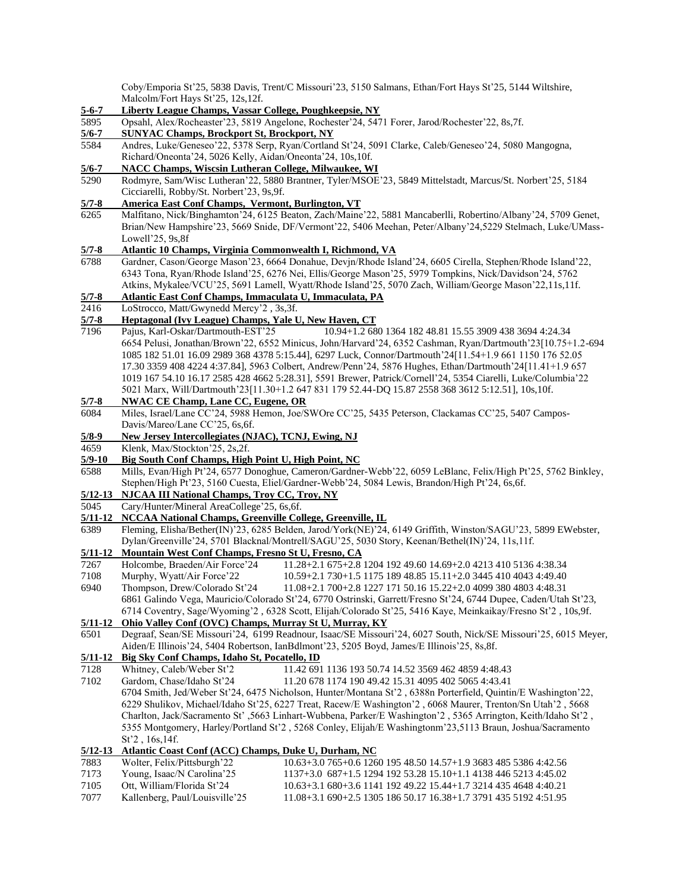Coby/Emporia St'25, 5838 Davis, Trent/C Missouri'23, 5150 Salmans, Ethan/Fort Hays St'25, 5144 Wiltshire, Malcolm/Fort Hays St'25, 12s,12f.

**5-6-7 Liberty League Champs, Vassar College, Poughkeepsie, NY**

5895 Opsahl, Alex/Rocheaster'23, 5819 Angelone, Roman/Rochester'24, 5471 Forer, Jarod/Rochester'22, 8s,7f.

**5/6-7 SUNYAC Champs, Brockport St, Brockport, NY**

5584 Andres, Luke/Geneseo'22, 5378 Serp, Ryan/Cortland St'24, 5091 Clarke, Caleb/Geneseo'24, 5080 Mangogna, Richard/Oneonta'24, 5026 Kelly, Aidan/Oneonta'24, 10s,10f.

**5/6-7 NACC Champs, Wiscsin Lutheran College, Milwaukee, WI**

5290 Rodmyre, Sam/Wisc Lutheran'22, 5880 Brantner, Tyler/MSOE'23, 5849 Mittelstadt, Marcus/St. Norbert'25, 5184 Cicciarelli, Robby/St. Norbert'23, 9s,9f.

**5/7-8 America East Conf Champs, Vermont, Burlington, VT**

6265 Malfitano, Nick/Binghamton'24, 6125 Beaton, Zach/Maine'22, 5881 Mancaberlli, Robertino/Albany'24, 5709 Genet, Brian/New Hampshire'23, 5669 Snide, DF/Vermont'22, 5406 Meehan, Peter/Albany'24,5229 Stelmach, Luke/UMass-Lowell'25, 9s,8f

**5/7-8 Atlantic 10 Champs, Virginia Commonwealth I, Richmond, VA**

6788 Gardner, Cason/George Mason'23, 6664 Donahue, Devjn/Rhode Island'24, 6605 Cirella, Stephen/Rhode Island'22, 6343 Tona, Ryan/Rhode Island'25, 6276 Nei, Ellis/George Mason'25, 5979 Tompkins, Nick/Davidson'24, 5762 Atkins, Mykalee/VCU'25, 5691 Lamell, Wyatt/Rhode Island'25, 5070 Zach, William/George Mason'22,11s,11f.

**5/7-8 Atlantic East Conf Champs, Immaculata U, Immaculata, PA**

2416 LoStrocco, Matt/Gwynedd Mercy'2 , 3s,3f.

**5/7-8 Heptagonal (Ivy League) Champs, Yale U, New Haven, CT**

7196 Pajus, Karl-Oskar/Dartmouth-EST'25 10.94+1.2 680 1364 182 48.81 15.55 3909 438 3694 4:24.34
6654 Pelusi, Jonathan/Brown'22, 6552 Minicus, John/Harvard'24, 6352 Cashman, Ryan/Dartmouth'23[10.75+1.2-694 1085 182 51.01 16.09 2989 368 4378 5:15.44], 6297 Luck, Connor/Dartmouth'24[11.54+1.9 661 1150 176 52.05 17.30 3359 408 4224 4:37.84], 5963 Colbert, Andrew/Penn'24, 5876 Hughes, Ethan/Dartmouth'24[11.41+1.9 657 1019 167 54.10 16.17 2585 428 4662 5:28.31], 5591 Brewer, Patrick/Cornell'24, 5354 Ciarelli, Luke/Columbia'22 5021 Marx, Will/Dartmouth'23[11.30+1.2 647 831 179 52.44-DQ 15.87 2558 368 3612 5:12.51], 10s,10f.

**5/7-8 NWAC CE Champ, Lane CC, Eugene, OR**

6084 Miles, Israel/Lane CC'24, 5988 Hemon, Joe/SWOre CC'25, 5435 Peterson, Clackamas CC'25, 5407 Campos-Davis/Mareo/Lane CC'25, 6s,6f.

**5/8-9 New Jersey Intercollegiates (NJAC), TCNJ, Ewing, NJ**

4659 Klenk, Max/Stockton'25, 2s,2f.

**5/9-10 Big South Conf Champs, High Point U, High Point, NC**

6588 Mills, Evan/High Pt'24, 6577 Donoghue, Cameron/Gardner-Webb'22, 6059 LeBlanc, Felix/High Pt'25, 5762 Binkley, Stephen/High Pt'23, 5160 Cuesta, Eliel/Gardner-Webb'24, 5084 Lewis, Brandon/High Pt'24, 6s,6f.

**5/12-13 NJCAA III National Champs, Troy CC, Troy, NY**

5045 Cary/Hunter/Mineral AreaCollege'25, 6s,6f.

**5/11-12 NCCAA National Champs, Greenville College, Greenville, IL**

6389 Fleming, Elisha/Bether(IN)'23, 6285 Belden, Jarod/York(NE)'24, 6149 Griffith, Winston/SAGU'23, 5899 EWebster, Dylan/Greenville'24, 5701 Blacknal/Montrell/SAGU'25, 5030 Story, Keenan/Bethel(IN)'24, 11s,11f.

**5/11-12 Mountain West Conf Champs, Fresno St U, Fresno, CA**

7267 Holcombe, Braeden/Air Force'24 11.28+2.1 675+2.8 1204 192 49.60 14.69+2.0 4213 410 5136 4:38.34
7108 Murphy, Wyatt/Air Force'22 10.59+2.1 730+1.5 1175 189 48.85 15.11+2.0 3445 410 4043 4:49.40
6940 Thompson, Drew/Colorado St'24 11.08+2.1 700+2.8 1227 171 50.16 15.22+2.0 4099 380 4803 4:48.31
6861 Galindo Vega, Mauricio/Colorado St'24, 6770 Ostrinski, Garrett/Fresno St'24, 6744 Dupee, Caden/Utah St'23, 6714 Coventry, Sage/Wyoming'2 , 6328 Scott, Elijah/Colorado St'25, 5416 Kaye, Meinkaikay/Fresno St'2 , 10s,9f.

**5/11-12 Ohio Valley Conf (OVC) Champs, Murray St U, Murray, KY**

6501 Degraaf, Sean/SE Missouri'24, 6199 Readnour, Isaac/SE Missouri'24, 6027 South, Nick/SE Missouri'25, 6015 Meyer, Aiden/E Illinois'24, 5404 Robertson, IanBdlmont'23, 5205 Boyd, James/E Illinois'25, 8s,8f.

**5/11-12 Big Sky Conf Champs, Idaho St, Pocatello, ID**

7128 Whitney, Caleb/Weber St'2 11.42 691 1136 193 50.74 14.52 3569 462 4859 4:48.43
7102 Gardom, Chase/Idaho St'24 11.20 678 1174 190 49.42 15.31 4095 402 5065 4:43.41
6704 Smith, Jed/Weber St'24, 6475 Nicholson, Hunter/Montana St'2 , 6388n Porterfield, Quintin/E Washington'22, 6229 Shulikov, Michael/Idaho St'25, 6227 Treat, Racew/E Washington'2 , 6068 Maurer, Trenton/Sn Utah'2 , 5668 Charlton, Jack/Sacramento St' ,5663 Linhart-Wubbena, Parker/E Washington'2 , 5365 Arrington, Keith/Idaho St'2 , 5355 Montgomery, Harley/Portland St'2 , 5268 Conley, Elijah/E Washingtonm'23,5113 Braun, Joshua/Sacramento St'2 , 16s,14f.

**5/12-13 Atlantic Coast Conf (ACC) Champs, Duke U, Durham, NC**

7883 Wolter, Felix/Pittsburgh'22 10.63+3.0 765+0.6 1260 195 48.50 14.57+1.9 3683 485 5386 4:42.56
7173 Young, Isaac/N Carolina'25 1137+3.0 687+1.5 1294 192 53.28 15.10+1.1 4138 446 5213 4:45.02
7105 Ott, William/Florida St'24 10.63+3.1 680+3.6 1141 192 49.22 15.44+1.7 3214 435 4648 4:40.21
7077 Kallenberg, Paul/Louisville'25 11.08+3.1 690+2.5 1305 186 50.17 16.38+1.7 3791 435 5192 4:51.95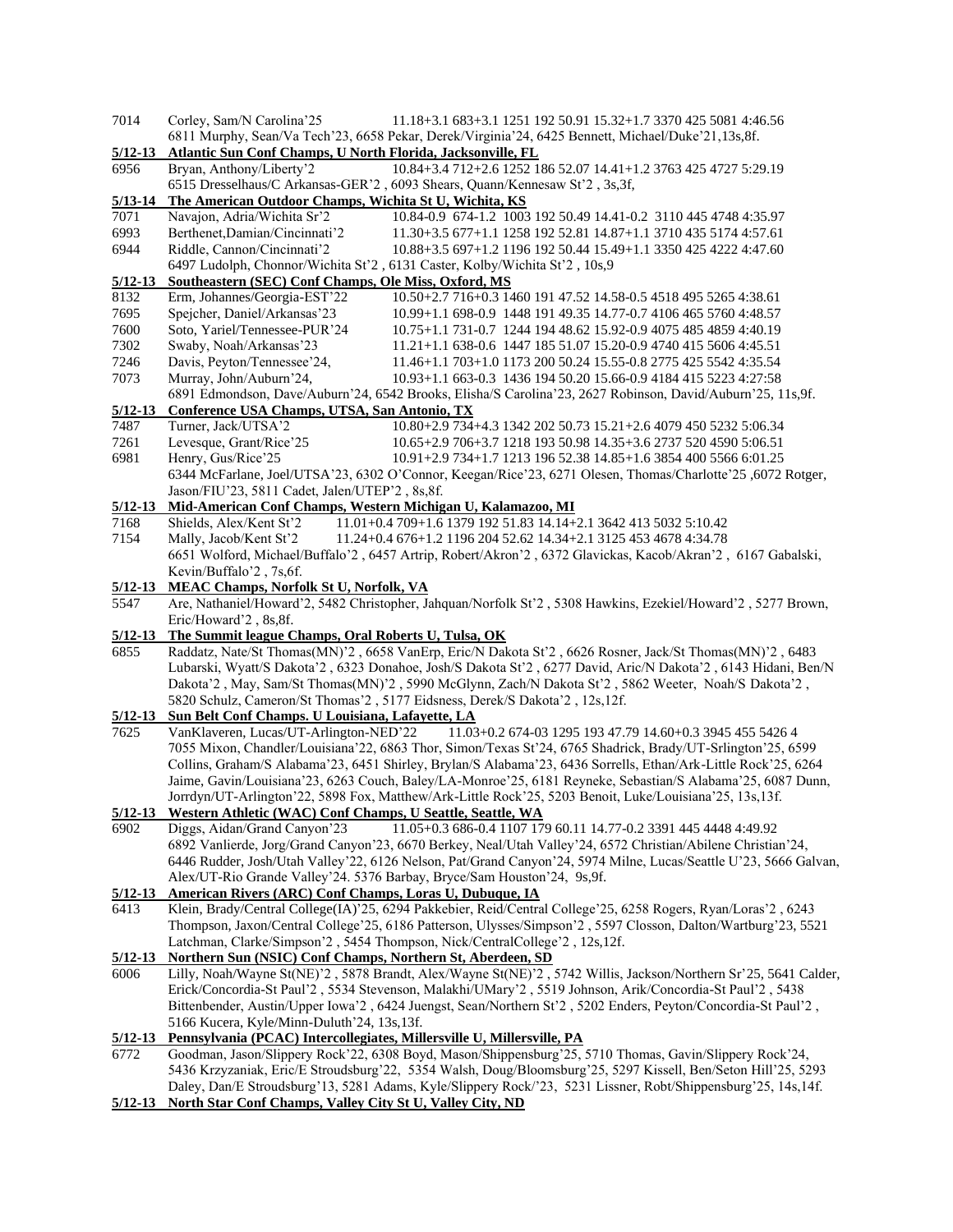7014 Corley, Sam/N Carolina'25 11.18+3.1 683+3.1 1251 192 50.91 15.32+1.7 3370 425 5081 4:46.56
6811 Murphy, Sean/Va Tech'23, 6658 Pekar, Derek/Virginia'24, 6425 Bennett, Michael/Duke'21,13s,8f.

**5/12-13 Atlantic Sun Conf Champs, U North Florida, Jacksonville, FL**

6956 Bryan, Anthony/Liberty'2 10.84+3.4 712+2.6 1252 186 52.07 14.41+1.2 3763 425 4727 5:29.19
6515 Dresselhaus/C Arkansas-GER'2 , 6093 Shears, Quann/Kennesaw St'2 , 3s,3f,

**5/13-14 The American Outdoor Champs, Wichita St U, Wichita, KS**

7071 Navajon, Adria/Wichita Sr'2 10.84-0.9 674-1.2 1003 192 50.49 14.41-0.2 3110 445 4748 4:35.97
6993 Berthenet,Damian/Cincinnati'2 11.30+3.5 677+1.1 1258 192 52.81 14.87+1.1 3710 435 5174 4:57.61
6944 Riddle, Cannon/Cincinnati'2 10.88+3.5 697+1.2 1196 192 50.44 15.49+1.1 3350 425 4222 4:47.60
6497 Ludolph, Chonnor/Wichita St'2 , 6131 Caster, Kolby/Wichita St'2 , 10s,9

**5/12-13 Southeastern (SEC) Conf Champs, Ole Miss, Oxford, MS**

8132 Erm, Johannes/Georgia-EST'22 10.50+2.7 716+0.3 1460 191 47.52 14.58-0.5 4518 495 5265 4:38.61
7695 Spejcher, Daniel/Arkansas'23 10.99+1.1 698-0.9 1448 191 49.35 14.77-0.7 4106 465 5760 4:48.57
7600 Soto, Yariel/Tennessee-PUR'24 10.75+1.1 731-0.7 1244 194 48.62 15.92-0.9 4075 485 4859 4:40.19
7302 Swaby, Noah/Arkansas'23 11.21+1.1 638-0.6 1447 185 51.07 15.20-0.9 4740 415 5606 4:45.51
7246 Davis, Peyton/Tennessee'24, 11.46+1.1 703+1.0 1173 200 50.24 15.55-0.8 2775 425 5542 4:35.54
7073 Murray, John/Auburn'24, 10.93+1.1 663-0.3 1436 194 50.20 15.66-0.9 4184 415 5223 4:27:58
6891 Edmondson, Dave/Auburn'24, 6542 Brooks, Elisha/S Carolina'23, 2627 Robinson, David/Auburn'25, 11s,9f.

**5/12-13 Conference USA Champs, UTSA, San Antonio, TX**

7487 Turner, Jack/UTSA'2 10.80+2.9 734+4.3 1342 202 50.73 15.21+2.6 4079 450 5232 5:06.34
7261 Levesque, Grant/Rice'25 10.65+2.9 706+3.7 1218 193 50.98 14.35+3.6 2737 520 4590 5:06.51
6981 Henry, Gus/Rice'25 10.91+2.9 734+1.7 1213 196 52.38 14.85+1.6 3854 400 5566 6:01.25
6344 McFarlane, Joel/UTSA'23, 6302 O'Connor, Keegan/Rice'23, 6271 Olesen, Thomas/Charlotte'25 ,6072 Rotger, Jason/FIU'23, 5811 Cadet, Jalen/UTEP'2 , 8s,8f.

**5/12-13 Mid-American Conf Champs, Western Michigan U, Kalamazoo, MI**

7168 Shields, Alex/Kent St'2 11.01+0.4 709+1.6 1379 192 51.83 14.14+2.1 3642 413 5032 5:10.42
7154 Mally, Jacob/Kent St'2 11.24+0.4 676+1.2 1196 204 52.62 14.34+2.1 3125 453 4678 4:34.78
6651 Wolford, Michael/Buffalo'2 , 6457 Artrip, Robert/Akron'2 , 6372 Glavickas, Kacob/Akran'2 , 6167 Gabalski, Kevin/Buffalo'2 , 7s,6f.

**5/12-13 MEAC Champs, Norfolk St U, Norfolk, VA**

5547 Are, Nathaniel/Howard'2, 5482 Christopher, Jahquan/Norfolk St'2 , 5308 Hawkins, Ezekiel/Howard'2 , 5277 Brown, Eric/Howard'2 , 8s,8f.

**5/12-13 The Summit league Champs, Oral Roberts U, Tulsa, OK**

6855 Raddatz, Nate/St Thomas(MN)'2 , 6658 VanErp, Eric/N Dakota St'2 , 6626 Rosner, Jack/St Thomas(MN)'2 , 6483 Lubarski, Wyatt/S Dakota'2 , 6323 Donahoe, Josh/S Dakota St'2 , 6277 David, Aric/N Dakota'2 , 6143 Hidani, Ben/N Dakota'2 , May, Sam/St Thomas(MN)'2 , 5990 McGlynn, Zach/N Dakota St'2 , 5862 Weeter, Noah/S Dakota'2 , 5820 Schulz, Cameron/St Thomas'2 , 5177 Eidsness, Derek/S Dakota'2 , 12s,12f.

**5/12-13 Sun Belt Conf Champs. U Louisiana, Lafayette, LA**

7625 VanKlaveren, Lucas/UT-Arlington-NED'22 11.03+0.2 674-03 1295 193 47.79 14.60+0.3 3945 455 5426 4
7055 Mixon, Chandler/Louisiana'22, 6863 Thor, Simon/Texas St'24, 6765 Shadrick, Brady/UT-Srlington'25, 6599 Collins, Graham/S Alabama'23, 6451 Shirley, Brylan/S Alabama'23, 6436 Sorrells, Ethan/Ark-Little Rock'25, 6264 Jaime, Gavin/Louisiana'23, 6263 Couch, Baley/LA-Monroe'25, 6181 Reyneke, Sebastian/S Alabama'25, 6087 Dunn, Jorrdyn/UT-Arlington'22, 5898 Fox, Matthew/Ark-Little Rock'25, 5203 Benoit, Luke/Louisiana'25, 13s,13f.

**5/12-13 Western Athletic (WAC) Conf Champs, U Seattle, Seattle, WA**

6902 Diggs, Aidan/Grand Canyon'23 11.05+0.3 686-0.4 1107 179 60.11 14.77-0.2 3391 445 4448 4:49.92
6892 Vanlierde, Jorg/Grand Canyon'23, 6670 Berkey, Neal/Utah Valley'24, 6572 Christian/Abilene Christian'24, 6446 Rudder, Josh/Utah Valley'22, 6126 Nelson, Pat/Grand Canyon'24, 5974 Milne, Lucas/Seattle U'23, 5666 Galvan, Alex/UT-Rio Grande Valley'24. 5376 Barbay, Bryce/Sam Houston'24, 9s,9f.

**5/12-13 American Rivers (ARC) Conf Champs, Loras U, Dubuque, IA**

6413 Klein, Brady/Central College(IA)'25, 6294 Pakkebier, Reid/Central College'25, 6258 Rogers, Ryan/Loras'2 , 6243 Thompson, Jaxon/Central College'25, 6186 Patterson, Ulysses/Simpson'2 , 5597 Closson, Dalton/Wartburg'23, 5521 Latchman, Clarke/Simpson'2 , 5454 Thompson, Nick/CentralCollege'2 , 12s,12f.

**5/12-13 Northern Sun (NSIC) Conf Champs, Northern St, Aberdeen, SD**

6006 Lilly, Noah/Wayne St(NE)'2 , 5878 Brandt, Alex/Wayne St(NE)'2 , 5742 Willis, Jackson/Northern Sr'25, 5641 Calder, Erick/Concordia-St Paul'2 , 5534 Stevenson, Malakhi/UMary'2 , 5519 Johnson, Arik/Concordia-St Paul'2 , 5438 Bittenbender, Austin/Upper Iowa'2 , 6424 Juengst, Sean/Northern St'2 , 5202 Enders, Peyton/Concordia-St Paul'2 , 5166 Kucera, Kyle/Minn-Duluth'24, 13s,13f.

**5/12-13 Pennsylvania (PCAC) Intercollegiates, Millersville U, Millersville, PA**

6772 Goodman, Jason/Slippery Rock'22, 6308 Boyd, Mason/Shippensburg'25, 5710 Thomas, Gavin/Slippery Rock'24, 5436 Krzyzaniak, Eric/E Stroudsburg'22, 5354 Walsh, Doug/Bloomsburg'25, 5297 Kissell, Ben/Seton Hill'25, 5293 Daley, Dan/E Stroudsburg'13, 5281 Adams, Kyle/Slippery Rock/'23, 5231 Lissner, Robt/Shippensburg'25, 14s,14f.

**5/12-13 North Star Conf Champs, Valley City St U, Valley City, ND**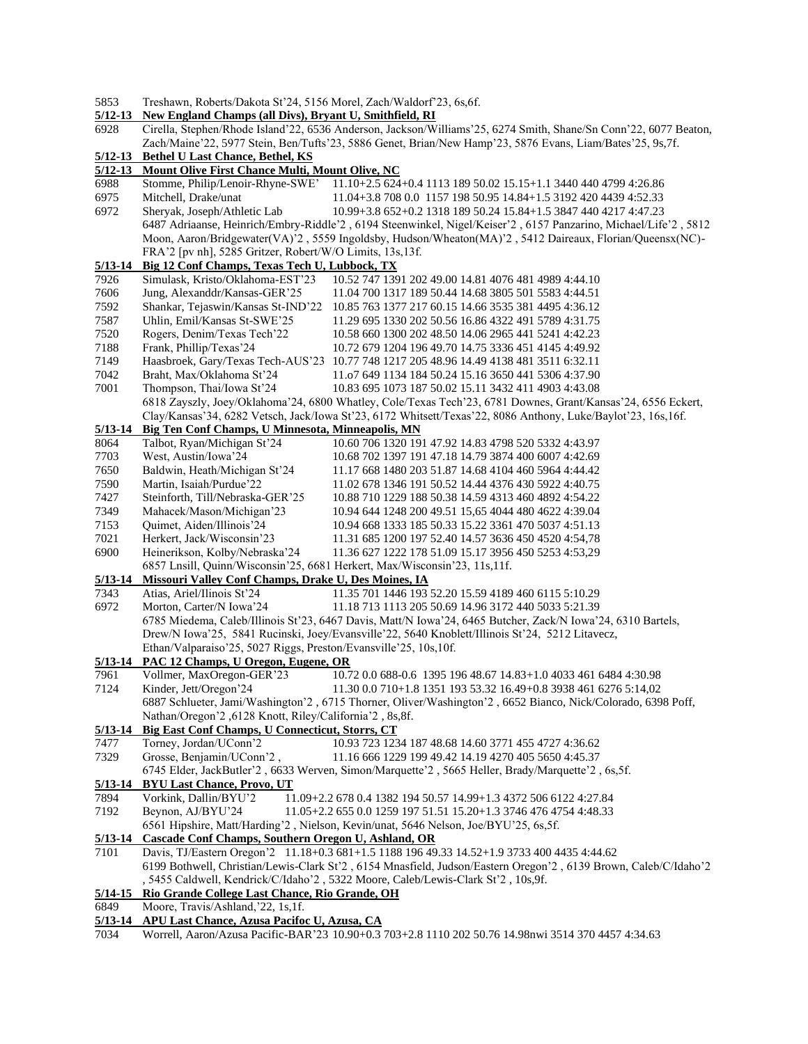5853 Treshawn, Roberts/Dakota St'24, 5156 Morel, Zach/Waldorf'23, 6s,6f.

**5/12-13 New England Champs (all Divs), Bryant U, Smithfield, RI**

6928 Cirella, Stephen/Rhode Island'22, 6536 Anderson, Jackson/Williams'25, 6274 Smith, Shane/Sn Conn'22, 6077 Beaton, Zach/Maine'22, 5977 Stein, Ben/Tufts'23, 5886 Genet, Brian/New Hamp'23, 5876 Evans, Liam/Bates'25, 9s,7f.

**5/12-13 Bethel U Last Chance, Bethel, KS**

**5/12-13 Mount Olive First Chance Multi, Mount Olive, NC**

6988 Stomme, Philip/Lenoir-Rhyne-SWE' 11.10+2.5 624+0.4 1113 189 50.02 15.15+1.1 3440 440 4799 4:26.86
6975 Mitchell, Drake/unat 11.04+3.8 708 0.0 1157 198 50.95 14.84+1.5 3192 420 4439 4:52.33
6972 Sheryak, Joseph/Athletic Lab 10.99+3.8 652+0.2 1318 189 50.24 15.84+1.5 3847 440 4217 4:47.23
6487 Adriaanse, Heinrich/Embry-Riddle'2 , 6194 Steenwinkel, Nigel/Keiser'2 , 6157 Panzarino, Michael/Life'2 , 5812 Moon, Aaron/Bridgewater(VA)'2 , 5559 Ingoldsby, Hudson/Wheaton(MA)'2 , 5412 Daireaux, Florian/Queensx(NC)-FRA'2 [pv nh], 5285 Gritzer, Robert/W/O Limits, 13s,13f.

**5/13-14 Big 12 Conf Champs, Texas Tech U, Lubbock, TX**

7926 Simulask, Kristo/Oklahoma-EST'23 10.52 747 1391 202 49.00 14.81 4076 481 4989 4:44.10
7606 Jung, Alexanddr/Kansas-GER'25 11.04 700 1317 189 50.44 14.68 3805 501 5583 4:44.51
7592 Shankar, Tejaswin/Kansas St-IND'22 10.85 763 1377 217 60.15 14.66 3535 381 4495 4:36.12
7587 Uhlin, Emil/Kansas St-SWE'25 11.29 695 1330 202 50.56 16.86 4322 491 5789 4:31.75
7520 Rogers, Denim/Texas Tech'22 10.58 660 1300 202 48.50 14.06 2965 441 5241 4:42.23
7188 Frank, Phillip/Texas'24 10.72 679 1204 196 49.70 14.75 3336 451 4145 4:49.92
7149 Haasbroek, Gary/Texas Tech-AUS'23 10.77 748 1217 205 48.96 14.49 4138 481 3511 6:32.11
7042 Braht, Max/Oklahoma St'24 11.o7 649 1134 184 50.24 15.16 3650 441 5306 4:37.90
7001 Thompson, Thai/Iowa St'24 10.83 695 1073 187 50.02 15.11 3432 411 4903 4:43.08
6818 Zayszly, Joey/Oklahoma'24, 6800 Whatley, Cole/Texas Tech'23, 6781 Downes, Grant/Kansas'24, 6556 Eckert, Clay/Kansas'34, 6282 Vetsch, Jack/Iowa St'23, 6172 Whitsett/Texas'22, 8086 Anthony, Luke/Baylot'23, 16s,16f.

**5/13-14 Big Ten Conf Champs, U Minnesota, Minneapolis, MN**

8064 Talbot, Ryan/Michigan St'24 10.60 706 1320 191 47.92 14.83 4798 520 5332 4:43.97
7703 West, Austin/Iowa'24 10.68 702 1397 191 47.18 14.79 3874 400 6007 4:42.69
7650 Baldwin, Heath/Michigan St'24 11.17 668 1480 203 51.87 14.68 4104 460 5964 4:44.42
7590 Martin, Isaiah/Purdue'22 11.02 678 1346 191 50.52 14.44 4376 430 5922 4:40.75
7427 Steinforth, Till/Nebraska-GER'25 10.88 710 1229 188 50.38 14.59 4313 460 4892 4:54.22
7349 Mahacek/Mason/Michigan'23 10.94 644 1248 200 49.51 15,65 4044 480 4622 4:39.04
7153 Quimet, Aiden/Illinois'24 10.94 668 1333 185 50.33 15.22 3361 470 5037 4:51.13
7021 Herkert, Jack/Wisconsin'23 11.31 685 1200 197 52.40 14.57 3636 450 4520 4:54,78
6900 Heinerikson, Kolby/Nebraska'24 11.36 627 1222 178 51.09 15.17 3956 450 5253 4:53,29
6857 Lnsill, Quinn/Wisconsin'25, 6681 Herkert, Max/Wisconsin'23, 11s,11f.

**5/13-14 Missouri Valley Conf Champs, Drake U, Des Moines, IA**

7343 Atias, Ariel/Ilinois St'24 11.35 701 1446 193 52.20 15.59 4189 460 6115 5:10.29
6972 Morton, Carter/N Iowa'24 11.18 713 1113 205 50.69 14.96 3172 440 5033 5:21.39
6785 Miedema, Caleb/Illinois St'23, 6467 Davis, Matt/N Iowa'24, 6465 Butcher, Zack/N Iowa'24, 6310 Bartels, Drew/N Iowa'25, 5841 Rucinski, Joey/Evansville'22, 5640 Knoblett/Illinois St'24, 5212 Litavecz, Ethan/Valparaiso'25, 5027 Riggs, Preston/Evansville'25, 10s,10f.

**5/13-14 PAC 12 Champs, U Oregon, Eugene, OR**

7961 Vollmer, MaxOregon-GER'23 10.72 0.0 688-0.6 1395 196 48.67 14.83+1.0 4033 461 6484 4:30.98
7124 Kinder, Jett/Oregon'24 11.30 0.0 710+1.8 1351 193 53.32 16.49+0.8 3938 461 6276 5:14,02
6887 Schlueter, Jami/Washington'2 , 6715 Thorner, Oliver/Washington'2 , 6652 Bianco, Nick/Colorado, 6398 Poff, Nathan/Oregon'2 ,6128 Knott, Riley/California'2 , 8s,8f.

**5/13-14 Big East Conf Champs, U Connecticut, Storrs, CT**

7477 Torney, Jordan/UConn'2 10.93 723 1234 187 48.68 14.60 3771 455 4727 4:36.62
7329 Grosse, Benjamin/UConn'2 , 11.16 666 1229 199 49.42 14.19 4270 405 5650 4:45.37
6745 Elder, JackButler'2 , 6633 Werven, Simon/Marquette'2 , 5665 Heller, Brady/Marquette'2 , 6s,5f.

**5/13-14 BYU Last Chance, Provo, UT**

7894 Vorkink, Dallin/BYU'2 11.09+2.2 678 0.4 1382 194 50.57 14.99+1.3 4372 506 6122 4:27.84
7192 Beynon, AJ/BYU'24 11.05+2.2 655 0.0 1259 197 51.51 15.20+1.3 3746 476 4754 4:48.33
6561 Hipshire, Matt/Harding'2 , Nielson, Kevin/unat, 5646 Nelson, Joe/BYU'25, 6s,5f.

**5/13-14 Cascade Conf Champs, Southern Oregon U, Ashland, OR**

7101 Davis, TJ/Eastern Oregon'2 11.18+0.3 681+1.5 1188 196 49.33 14.52+1.9 3733 400 4435 4:44.62
6199 Bothwell, Christian/Lewis-Clark St'2 , 6154 Mnasfield, Judson/Eastern Oregon'2 , 6139 Brown, Caleb/C/Idaho'2 , 5455 Caldwell, Kendrick/C/Idaho'2 , 5322 Moore, Caleb/Lewis-Clark St'2 , 10s,9f.

**5/14-15 Rio Grande College Last Chance, Rio Grande, OH**

6849 Moore, Travis/Ashland,'22, 1s,1f.

**5/13-14 APU Last Chance, Azusa Pacifoc U, Azusa, CA**

7034 Worrell, Aaron/Azusa Pacific-BAR'23 10.90+0.3 703+2.8 1110 202 50.76 14.98nwi 3514 370 4457 4:34.63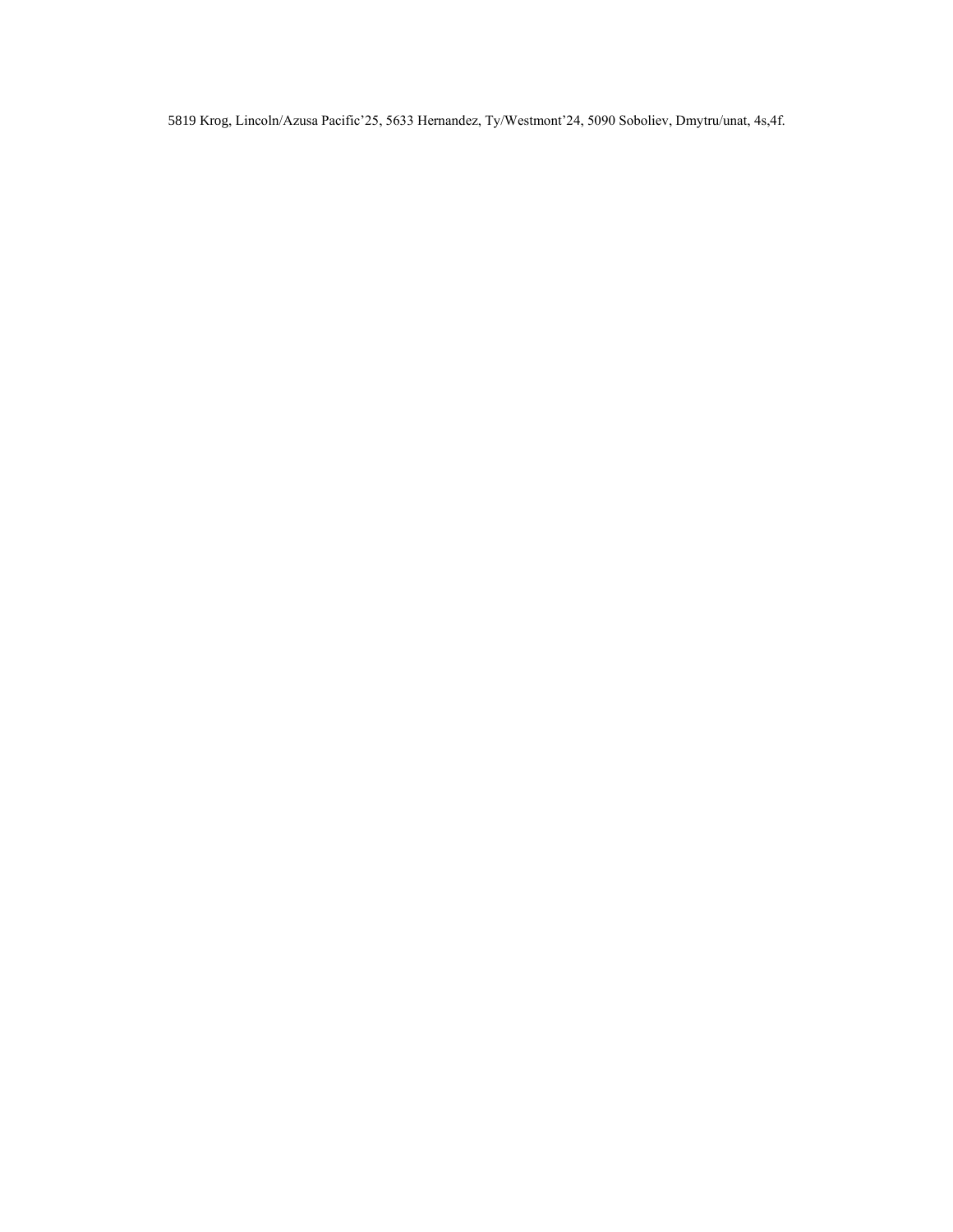5819 Krog, Lincoln/Azusa Pacific'25, 5633 Hernandez, Ty/Westmont'24, 5090 Soboliev, Dmytru/unat, 4s,4f.